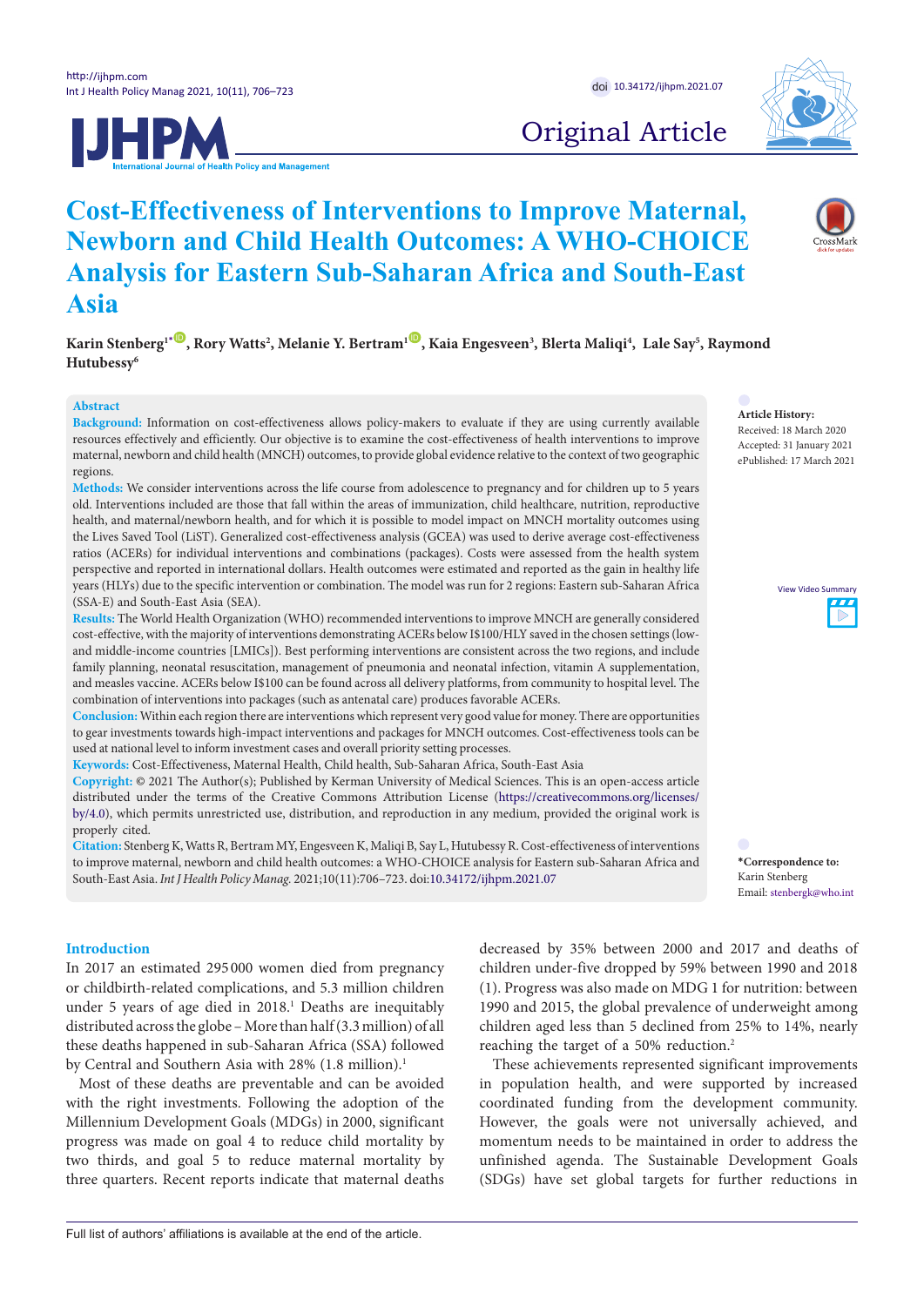Original Article

# Cost-Effectiveness of Interventions to Improve Maternal, Newborn and Child Health Outcomes: A WHO-CHOICE Analysis for Eastern Sub-Saharan Africa and South-East Asia

**Karin Stenberg[1*], Rory Watts[2], Melanie Y. Bertram[1], Kaia Engesveen[3], Blerta Maliqi[4], Lale Say[5], Raymond Hutubessy[6]**

## Abstract

**Background:** Information on cost-effectiveness allows policy-makers to evaluate if they are using currently available resources effectively and efficiently. Our objective is to examine the cost-effectiveness of health interventions to improve maternal, newborn and child health (MNCH) outcomes, to provide global evidence relative to the context of two geographic regions.

**Methods:** We consider interventions across the life course from adolescence to pregnancy and for children up to 5 years old. Interventions included are those that fall within the areas of immunization, child healthcare, nutrition, reproductive health, and maternal/newborn health, and for which it is possible to model impact on MNCH mortality outcomes using the Lives Saved Tool (LiST). Generalized cost-effectiveness analysis (GCEA) was used to derive average cost-effectiveness ratios (ACERs) for individual interventions and combinations (packages). Costs were assessed from the health system perspective and reported in international dollars. Health outcomes were estimated and reported as the gain in healthy life years (HLYs) due to the specific intervention or combination. The model was run for 2 regions: Eastern sub-Saharan Africa (SSA-E) and South-East Asia (SEA).

**Results:** The World Health Organization (WHO) recommended interventions to improve MNCH are generally considered cost-effective, with the majority of interventions demonstrating ACERs below I$100/HLY saved in the chosen settings (low- and middle-income countries [LMICs]). Best performing interventions are consistent across the two regions, and include family planning, neonatal resuscitation, management of pneumonia and neonatal infection, vitamin A supplementation, and measles vaccine. ACERs below I$100 can be found across all delivery platforms, from community to hospital level. The combination of interventions into packages (such as antenatal care) produces favorable ACERs.

**Conclusion:** Within each region there are interventions which represent very good value for money. There are opportunities to gear investments towards high-impact interventions and packages for MNCH outcomes. Cost-effectiveness tools can be used at national level to inform investment cases and overall priority setting processes.

**Keywords:** Cost-Effectiveness, Maternal Health, Child Health, Sub-Saharan Africa, South-East Asia

**Copyright:** © 2021 The Author(s); Published by Kerman University of Medical Sciences. This is an open-access article distributed under the terms of the Creative Commons Attribution License (https://creativecommons.org/licenses/by/4.0), which permits unrestricted use, distribution, and reproduction in any medium, provided the original work is properly cited.

**Citation:** Stenberg K, Watts R, Bertram MY, Engesveen K, Maliqi B, Say L, Hutubessy R. Cost-effectiveness of interventions to improve maternal, newborn and child health outcomes: a WHO-CHOICE analysis for Eastern sub-Saharan Africa and South-East Asia. *Int J Health Policy Manag.* 2021;10(11):706–723. doi:10.34172/ijhpm.2021.07

**Article History:**
Received: 18 March 2020
Accepted: 31 January 2021
ePublished: 17 March 2021

**\*Correspondence to:**
Karin Stenberg
Email: stenbergk@who.int

## Introduction

In 2017 an estimated 295 000 women died from pregnancy or childbirth-related complications, and 5.3 million children under 5 years of age died in 2018.[1] Deaths are inequitably distributed across the globe – More than half (3.3 million) of all these deaths happened in sub-Saharan Africa (SSA) followed by Central and Southern Asia with 28% (1.8 million).[1]

Most of these deaths are preventable and can be avoided with the right investments. Following the adoption of the Millennium Development Goals (MDGs) in 2000, significant progress was made on goal 4 to reduce child mortality by two thirds, and goal 5 to reduce maternal mortality by three quarters. Recent reports indicate that maternal deaths decreased by 35% between 2000 and 2017 and deaths of children under-five dropped by 59% between 1990 and 2018 (1). Progress was also made on MDG 1 for nutrition: between 1990 and 2015, the global prevalence of underweight among children aged less than 5 declined from 25% to 14%, nearly reaching the target of a 50% reduction.[2]

These achievements represented significant improvements in population health, and were supported by increased coordinated funding from the development community. However, the goals were not universally achieved, and momentum needs to be maintained in order to address the unfinished agenda. The Sustainable Development Goals (SDGs) have set global targets for further reductions in

Full list of authors' affiliations is available at the end of the article.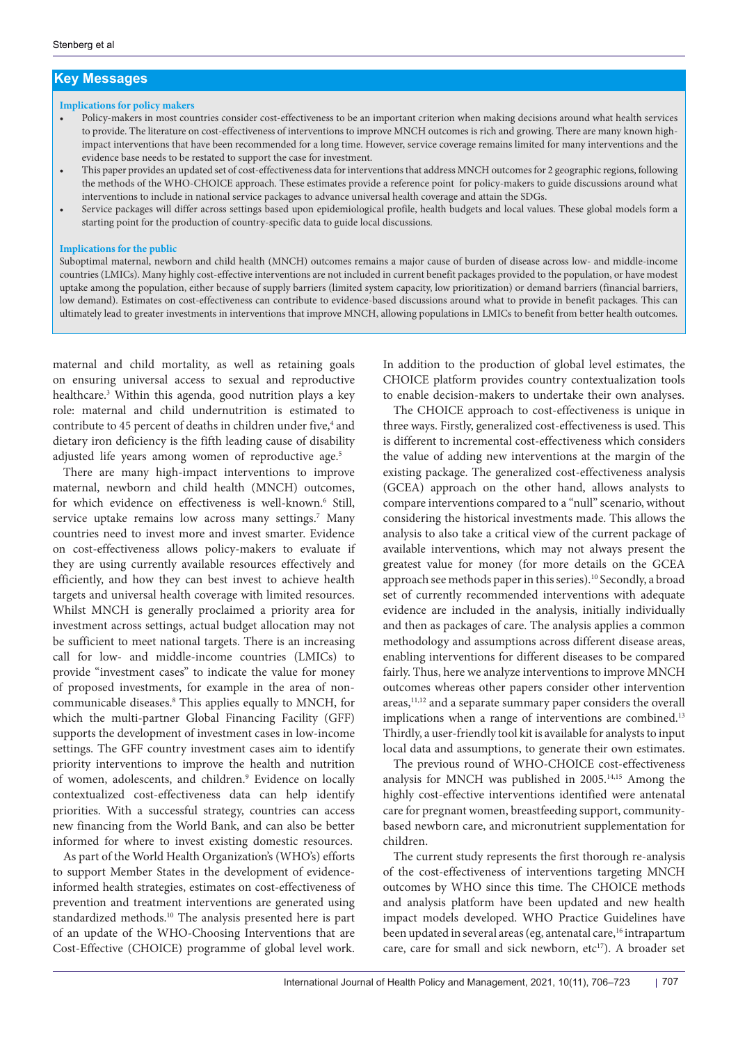## Key Messages

**Implications for policy makers**

- Policy-makers in most countries consider cost-effectiveness to be an important criterion when making decisions around what health services to provide. The literature on cost-effectiveness of interventions to improve MNCH outcomes is rich and growing. There are many known high-impact interventions that have been recommended for a long time. However, service coverage remains limited for many interventions and the evidence base needs to be restated to support the case for investment.
- This paper provides an updated set of cost-effectiveness data for interventions that address MNCH outcomes for 2 geographic regions, following the methods of the WHO-CHOICE approach. These estimates provide a reference point for policy-makers to guide discussions around what interventions to include in national service packages to advance universal health coverage and attain the SDGs.
- Service packages will differ across settings based upon epidemiological profile, health budgets and local values. These global models form a starting point for the production of country-specific data to guide local discussions.

**Implications for the public**

Suboptimal maternal, newborn and child health (MNCH) outcomes remains a major cause of burden of disease across low- and middle-income countries (LMICs). Many highly cost-effective interventions are not included in current benefit packages provided to the population, or have modest uptake among the population, either because of supply barriers (limited system capacity, low prioritization) or demand barriers (financial barriers, low demand). Estimates on cost-effectiveness can contribute to evidence-based discussions around what to provide in benefit packages. This can ultimately lead to greater investments in interventions that improve MNCH, allowing populations in LMICs to benefit from better health outcomes.

maternal and child mortality, as well as retaining goals on ensuring universal access to sexual and reproductive healthcare.[3] Within this agenda, good nutrition plays a key role: maternal and child undernutrition is estimated to contribute to 45 percent of deaths in children under five,[4] and dietary iron deficiency is the fifth leading cause of disability adjusted life years among women of reproductive age.[5]

There are many high-impact interventions to improve maternal, newborn and child health (MNCH) outcomes, for which evidence on effectiveness is well-known.[6] Still, service uptake remains low across many settings.[7] Many countries need to invest more and invest smarter. Evidence on cost-effectiveness allows policy-makers to evaluate if they are using currently available resources effectively and efficiently, and how they can best invest to achieve health targets and universal health coverage with limited resources. Whilst MNCH is generally proclaimed a priority area for investment across settings, actual budget allocation may not be sufficient to meet national targets. There is an increasing call for low- and middle-income countries (LMICs) to provide "investment cases" to indicate the value for money of proposed investments, for example in the area of non-communicable diseases.[8] This applies equally to MNCH, for which the multi-partner Global Financing Facility (GFF) supports the development of investment cases in low-income settings. The GFF country investment cases aim to identify priority interventions to improve the health and nutrition of women, adolescents, and children.[9] Evidence on locally contextualized cost-effectiveness data can help identify priorities. With a successful strategy, countries can access new financing from the World Bank, and can also be better informed for where to invest existing domestic resources.

As part of the World Health Organization's (WHO's) efforts to support Member States in the development of evidence-informed health strategies, estimates on cost-effectiveness of prevention and treatment interventions are generated using standardized methods.[10] The analysis presented here is part of an update of the WHO-Choosing Interventions that are Cost-Effective (CHOICE) programme of global level work. In addition to the production of global level estimates, the CHOICE platform provides country contextualization tools to enable decision-makers to undertake their own analyses.

The CHOICE approach to cost-effectiveness is unique in three ways. Firstly, generalized cost-effectiveness is used. This is different to incremental cost-effectiveness which considers the value of adding new interventions at the margin of the existing package. The generalized cost-effectiveness analysis (GCEA) approach on the other hand, allows analysts to compare interventions compared to a "null" scenario, without considering the historical investments made. This allows the analysis to also take a critical view of the current package of available interventions, which may not always present the greatest value for money (for more details on the GCEA approach see methods paper in this series).[10] Secondly, a broad set of currently recommended interventions with adequate evidence are included in the analysis, initially individually and then as packages of care. The analysis applies a common methodology and assumptions across different disease areas, enabling interventions for different diseases to be compared fairly. Thus, here we analyze interventions to improve MNCH outcomes whereas other papers consider other intervention areas,[11,12] and a separate summary paper considers the overall implications when a range of interventions are combined.[13] Thirdly, a user-friendly tool kit is available for analysts to input local data and assumptions, to generate their own estimates.

The previous round of WHO-CHOICE cost-effectiveness analysis for MNCH was published in 2005.[14,15] Among the highly cost-effective interventions identified were antenatal care for pregnant women, breastfeeding support, community-based newborn care, and micronutrient supplementation for children.

The current study represents the first thorough re-analysis of the cost-effectiveness of interventions targeting MNCH outcomes by WHO since this time. The CHOICE methods and analysis platform have been updated and new health impact models developed. WHO Practice Guidelines have been updated in several areas (eg, antenatal care,[16] intrapartum care, care for small and sick newborn, etc[17]). A broader set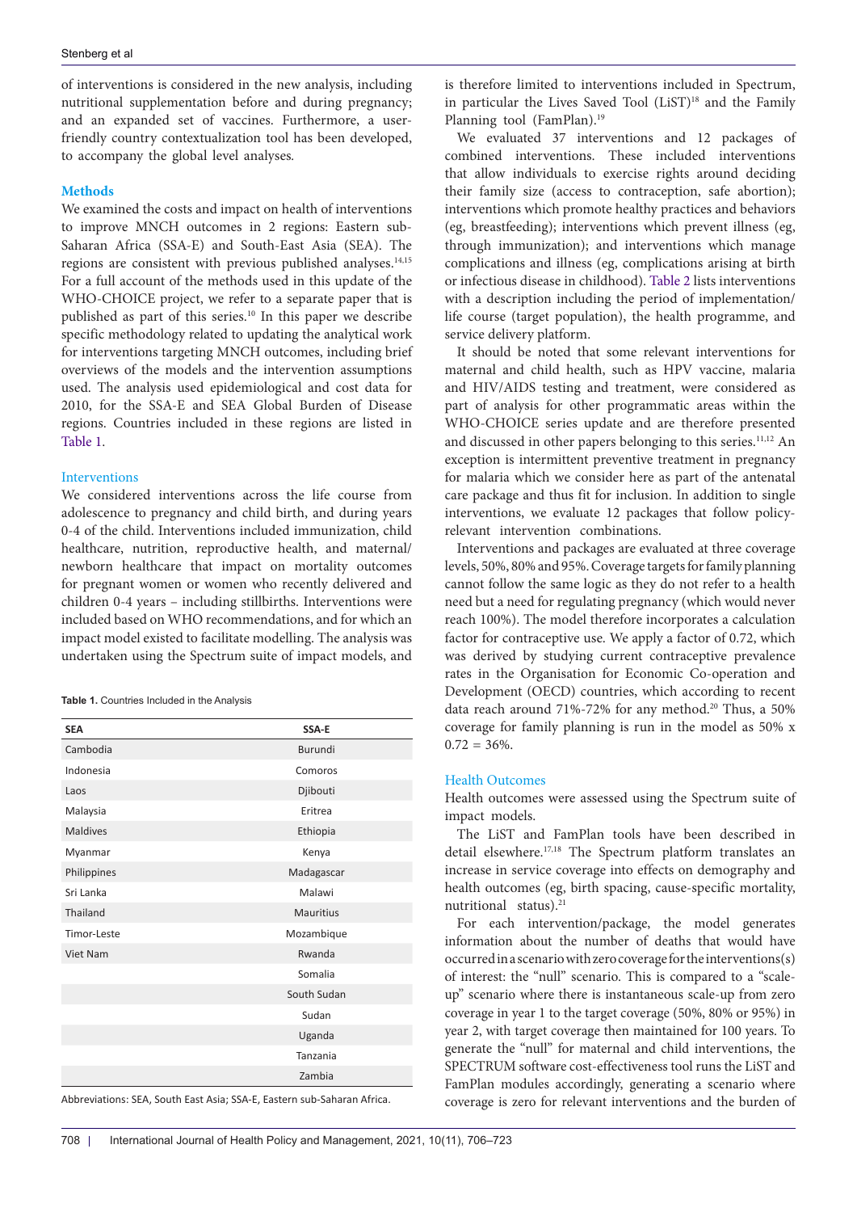of interventions is considered in the new analysis, including nutritional supplementation before and during pregnancy; and an expanded set of vaccines. Furthermore, a user-friendly country contextualization tool has been developed, to accompany the global level analyses.

## Methods

We examined the costs and impact on health of interventions to improve MNCH outcomes in 2 regions: Eastern sub-Saharan Africa (SSA-E) and South-East Asia (SEA). The regions are consistent with previous published analyses.[14,15] For a full account of the methods used in this update of the WHO-CHOICE project, we refer to a separate paper that is published as part of this series.[10] In this paper we describe specific methodology related to updating the analytical work for interventions targeting MNCH outcomes, including brief overviews of the models and the intervention assumptions used. The analysis used epidemiological and cost data for 2010, for the SSA-E and SEA Global Burden of Disease regions. Countries included in these regions are listed in Table 1.

### Interventions

We considered interventions across the life course from adolescence to pregnancy and child birth, and during years 0-4 of the child. Interventions included immunization, child healthcare, nutrition, reproductive health, and maternal/newborn healthcare that impact on mortality outcomes for pregnant women or women who recently delivered and children 0-4 years – including stillbirths. Interventions were included based on WHO recommendations, and for which an impact model existed to facilitate modelling. The analysis was undertaken using the Spectrum suite of impact models, and is therefore limited to interventions included in Spectrum, in particular the Lives Saved Tool (LiST)[18] and the Family Planning tool (FamPlan).[19]

**Table 1.** Countries Included in the Analysis

| SEA | SSA-E |
|---|---|
| Cambodia | Burundi |
| Indonesia | Comoros |
| Laos | Djibouti |
| Malaysia | Eritrea |
| Maldives | Ethiopia |
| Myanmar | Kenya |
| Philippines | Madagascar |
| Sri Lanka | Malawi |
| Thailand | Mauritius |
| Timor-Leste | Mozambique |
| Viet Nam | Rwanda |
| | Somalia |
| | South Sudan |
| | Sudan |
| | Uganda |
| | Tanzania |
| | Zambia |

Abbreviations: SEA, South East Asia; SSA-E, Eastern sub-Saharan Africa.

We evaluated 37 interventions and 12 packages of combined interventions. These included interventions that allow individuals to exercise rights around deciding their family size (access to contraception, safe abortion); interventions which promote healthy practices and behaviors (eg, breastfeeding); interventions which prevent illness (eg, through immunization); and interventions which manage complications and illness (eg, complications arising at birth or infectious disease in childhood). Table 2 lists interventions with a description including the period of implementation/life course (target population), the health programme, and service delivery platform.

It should be noted that some relevant interventions for maternal and child health, such as HPV vaccine, malaria and HIV/AIDS testing and treatment, were considered as part of analysis for other programmatic areas within the WHO-CHOICE series update and are therefore presented and discussed in other papers belonging to this series.[11,12] An exception is intermittent preventive treatment in pregnancy for malaria which we consider here as part of the antenatal care package and thus fit for inclusion. In addition to single interventions, we evaluate 12 packages that follow policy-relevant intervention combinations.

Interventions and packages are evaluated at three coverage levels, 50%, 80% and 95%. Coverage targets for family planning cannot follow the same logic as they do not refer to a health need but a need for regulating pregnancy (which would never reach 100%). The model therefore incorporates a calculation factor for contraceptive use. We apply a factor of 0.72, which was derived by studying current contraceptive prevalence rates in the Organisation for Economic Co-operation and Development (OECD) countries, which according to recent data reach around 71%-72% for any method.[20] Thus, a 50% coverage for family planning is run in the model as 50% x 0.72 = 36%.

### Health Outcomes

Health outcomes were assessed using the Spectrum suite of impact models.

The LiST and FamPlan tools have been described in detail elsewhere.[17,18] The Spectrum platform translates an increase in service coverage into effects on demography and health outcomes (eg, birth spacing, cause-specific mortality, nutritional status).[21]

For each intervention/package, the model generates information about the number of deaths that would have occurred in a scenario with zero coverage for the interventions(s) of interest: the "null" scenario. This is compared to a "scale-up" scenario where there is instantaneous scale-up from zero coverage in year 1 to the target coverage (50%, 80% or 95%) in year 2, with target coverage then maintained for 100 years. To generate the "null" for maternal and child interventions, the SPECTRUM software cost-effectiveness tool runs the LiST and FamPlan modules accordingly, generating a scenario where coverage is zero for relevant interventions and the burden of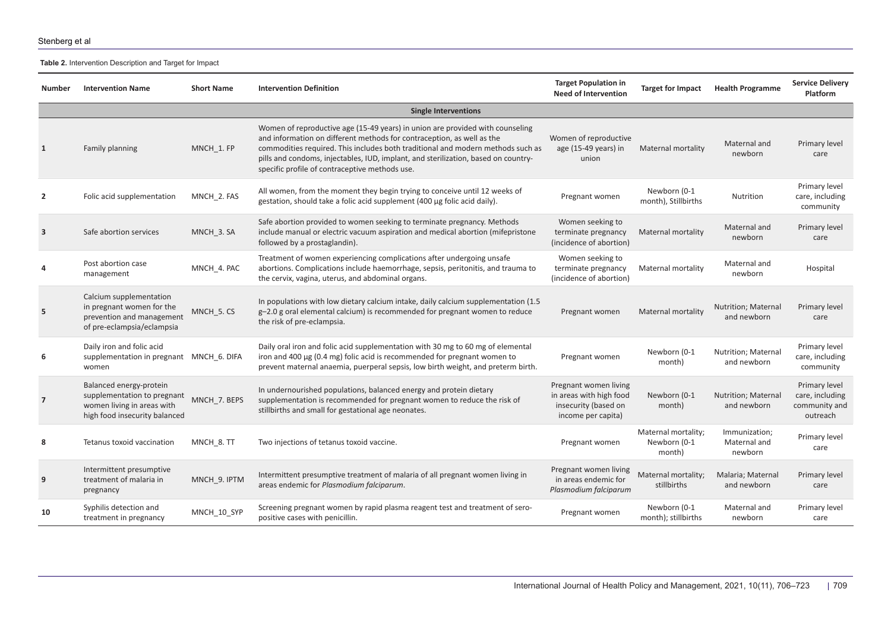**Table 2.** Intervention Description and Target for Impact

| Number | Intervention Name | Short Name | Intervention Definition | Target Population in Need of Intervention | Target for Impact | Health Programme | Service Delivery Platform |
|---|---|---|---|---|---|---|---|
| | | | **Single Interventions** | | | | |
| 1 | Family planning | MNCH_1. FP | Women of reproductive age (15-49 years) in union are provided with counseling and information on different methods for contraception, as well as the commodities required. This includes both traditional and modern methods such as pills and condoms, injectables, IUD, implant, and sterilization, based on country-specific profile of contraceptive methods use. | Women of reproductive age (15-49 years) in union | Maternal mortality | Maternal and newborn | Primary level care |
| 2 | Folic acid supplementation | MNCH_2. FAS | All women, from the moment they begin trying to conceive until 12 weeks of gestation, should take a folic acid supplement (400 µg folic acid daily). | Pregnant women | Newborn (0-1 month), Stillbirths | Nutrition | Primary level care, including community |
| 3 | Safe abortion services | MNCH_3. SA | Safe abortion provided to women seeking to terminate pregnancy. Methods include manual or electric vacuum aspiration and medical abortion (mifepristone followed by a prostaglandin). | Women seeking to terminate pregnancy (incidence of abortion) | Maternal mortality | Maternal and newborn | Primary level care |
| 4 | Post abortion case management | MNCH_4. PAC | Treatment of women experiencing complications after undergoing unsafe abortions. Complications include haemorrhage, sepsis, peritonitis, and trauma to the cervix, vagina, uterus, and abdominal organs. | Women seeking to terminate pregnancy (incidence of abortion) | Maternal mortality | Maternal and newborn | Hospital |
| 5 | Calcium supplementation in pregnant women for the prevention and management of pre-eclampsia/eclampsia | MNCH_5. CS | In populations with low dietary calcium intake, daily calcium supplementation (1.5 g–2.0 g oral elemental calcium) is recommended for pregnant women to reduce the risk of pre-eclampsia. | Pregnant women | Maternal mortality | Nutrition; Maternal and newborn | Primary level care |
| 6 | Daily iron and folic acid supplementation in pregnant women | MNCH_6. DIFA | Daily oral iron and folic acid supplementation with 30 mg to 60 mg of elemental iron and 400 µg (0.4 mg) folic acid is recommended for pregnant women to prevent maternal anaemia, puerperal sepsis, low birth weight, and preterm birth. | Pregnant women | Newborn (0-1 month) | Nutrition; Maternal and newborn | Primary level care, including community |
| 7 | Balanced energy-protein supplementation to pregnant women living in areas with high food insecurity balanced | MNCH_7. BEPS | In undernourished populations, balanced energy and protein dietary supplementation is recommended for pregnant women to reduce the risk of stillbirths and small for gestational age neonates. | Pregnant women living in areas with high food insecurity (based on income per capita) | Newborn (0-1 month) | Nutrition; Maternal and newborn | Primary level care, including community and outreach |
| 8 | Tetanus toxoid vaccination | MNCH_8. TT | Two injections of tetanus toxoid vaccine. | Pregnant women | Maternal mortality; Newborn (0-1 month) | Immunization; Maternal and newborn | Primary level care |
| 9 | Intermittent presumptive treatment of malaria in pregnancy | MNCH_9. IPTM | Intermittent presumptive treatment of malaria of all pregnant women living in areas endemic for *Plasmodium falciparum*. | Pregnant women living in areas endemic for *Plasmodium falciparum* | Maternal mortality; stillbirths | Malaria; Maternal and newborn | Primary level care |
| 10 | Syphilis detection and treatment in pregnancy | MNCH_10_SYP | Screening pregnant women by rapid plasma reagent test and treatment of sero-positive cases with penicillin. | Pregnant women | Newborn (0-1 month); stillbirths | Maternal and newborn | Primary level care |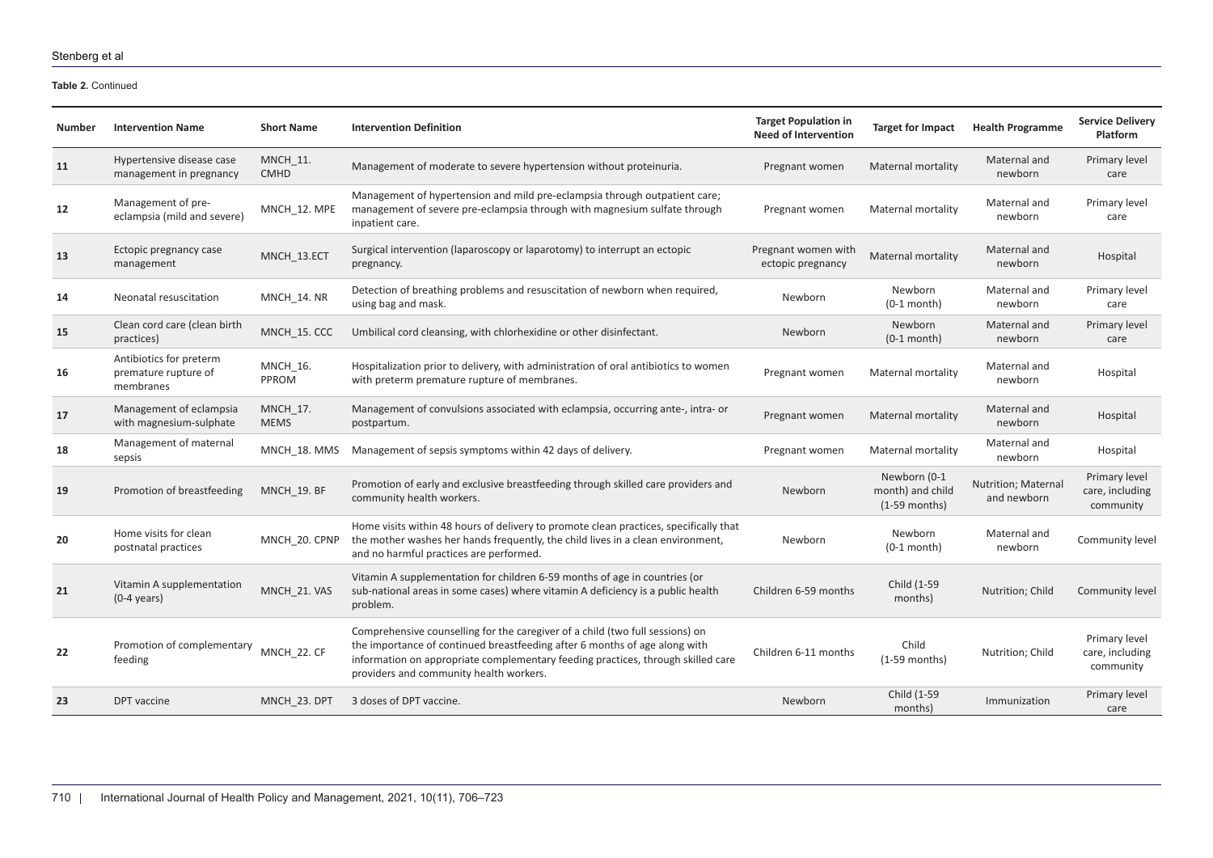**Table 2.** Continued

| Number | Intervention Name | Short Name | Intervention Definition | Target Population in Need of Intervention | Target for Impact | Health Programme | Service Delivery Platform |
|---|---|---|---|---|---|---|---|
| 11 | Hypertensive disease case management in pregnancy | MNCH_11. CMHD | Management of moderate to severe hypertension without proteinuria. | Pregnant women | Maternal mortality | Maternal and newborn | Primary level care |
| 12 | Management of pre-eclampsia (mild and severe) | MNCH_12. MPE | Management of hypertension and mild pre-eclampsia through outpatient care; management of severe pre-eclampsia through with magnesium sulfate through inpatient care. | Pregnant women | Maternal mortality | Maternal and newborn | Primary level care |
| 13 | Ectopic pregnancy case management | MNCH_13.ECT | Surgical intervention (laparoscopy or laparotomy) to interrupt an ectopic pregnancy. | Pregnant women with ectopic pregnancy | Maternal mortality | Maternal and newborn | Hospital |
| 14 | Neonatal resuscitation | MNCH_14. NR | Detection of breathing problems and resuscitation of newborn when required, using bag and mask. | Newborn | Newborn (0-1 month) | Maternal and newborn | Primary level care |
| 15 | Clean cord care (clean birth practices) | MNCH_15. CCC | Umbilical cord cleansing, with chlorhexidine or other disinfectant. | Newborn | Newborn (0-1 month) | Maternal and newborn | Primary level care |
| 16 | Antibiotics for preterm premature rupture of membranes | MNCH_16. PPROM | Hospitalization prior to delivery, with administration of oral antibiotics to women with preterm premature rupture of membranes. | Pregnant women | Maternal mortality | Maternal and newborn | Hospital |
| 17 | Management of eclampsia with magnesium-sulphate | MNCH_17. MEMS | Management of convulsions associated with eclampsia, occurring ante-, intra- or postpartum. | Pregnant women | Maternal mortality | Maternal and newborn | Hospital |
| 18 | Management of maternal sepsis | MNCH_18. MMS | Management of sepsis symptoms within 42 days of delivery. | Pregnant women | Maternal mortality | Maternal and newborn | Hospital |
| 19 | Promotion of breastfeeding | MNCH_19. BF | Promotion of early and exclusive breastfeeding through skilled care providers and community health workers. | Newborn | Newborn (0-1 month) and child (1-59 months) | Nutrition; Maternal and newborn | Primary level care, including community |
| 20 | Home visits for clean postnatal practices | MNCH_20. CPNP | Home visits within 48 hours of delivery to promote clean practices, specifically that the mother washes her hands frequently, the child lives in a clean environment, and no harmful practices are performed. | Newborn | Newborn (0-1 month) | Maternal and newborn | Community level |
| 21 | Vitamin A supplementation (0-4 years) | MNCH_21. VAS | Vitamin A supplementation for children 6-59 months of age in countries (or sub-national areas in some cases) where vitamin A deficiency is a public health problem. | Children 6-59 months | Child (1-59 months) | Nutrition; Child | Community level |
| 22 | Promotion of complementary feeding | MNCH_22. CF | Comprehensive counselling for the caregiver of a child (two full sessions) on the importance of continued breastfeeding after 6 months of age along with information on appropriate complementary feeding practices, through skilled care providers and community health workers. | Children 6-11 months | Child (1-59 months) | Nutrition; Child | Primary level care, including community |
| 23 | DPT vaccine | MNCH_23. DPT | 3 doses of DPT vaccine. | Newborn | Child (1-59 months) | Immunization | Primary level care |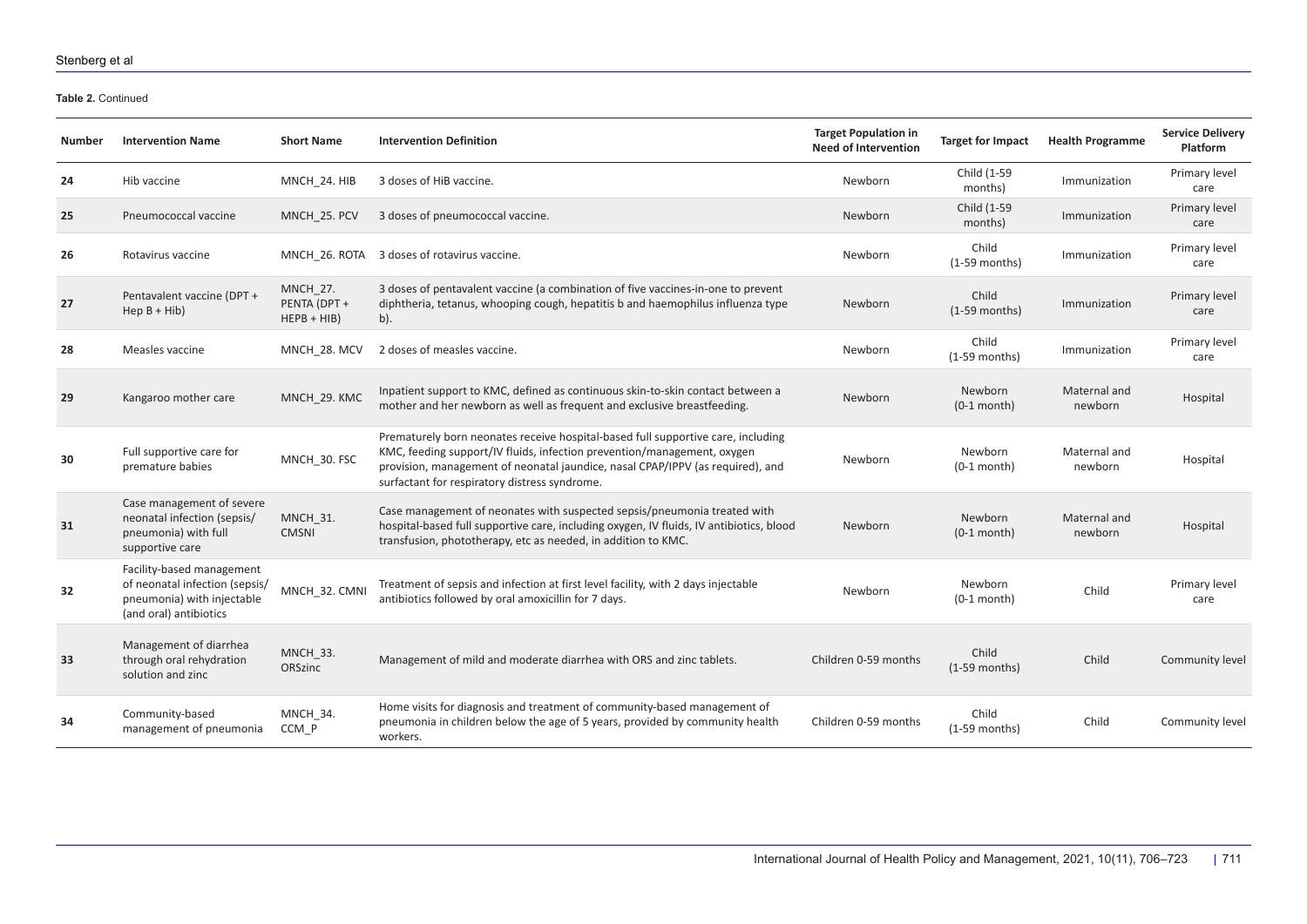**Table 2.** Continued

| Number | Intervention Name | Short Name | Intervention Definition | Target Population in Need of Intervention | Target for Impact | Health Programme | Service Delivery Platform |
|---|---|---|---|---|---|---|---|
| **24** | Hib vaccine | MNCH_24. HIB | 3 doses of HiB vaccine. | Newborn | Child (1-59 months) | Immunization | Primary level care |
| **25** | Pneumococcal vaccine | MNCH_25. PCV | 3 doses of pneumococcal vaccine. | Newborn | Child (1-59 months) | Immunization | Primary level care |
| **26** | Rotavirus vaccine | MNCH_26. ROTA | 3 doses of rotavirus vaccine. | Newborn | Child (1-59 months) | Immunization | Primary level care |
| **27** | Pentavalent vaccine (DPT + Hep B + Hib) | MNCH_27. PENTA (DPT + HEPB + HIB) | 3 doses of pentavalent vaccine (a combination of five vaccines-in-one to prevent diphtheria, tetanus, whooping cough, hepatitis b and haemophilus influenza type b). | Newborn | Child (1-59 months) | Immunization | Primary level care |
| **28** | Measles vaccine | MNCH_28. MCV | 2 doses of measles vaccine. | Newborn | Child (1-59 months) | Immunization | Primary level care |
| **29** | Kangaroo mother care | MNCH_29. KMC | Inpatient support to KMC, defined as continuous skin-to-skin contact between a mother and her newborn as well as frequent and exclusive breastfeeding. | Newborn | Newborn (0-1 month) | Maternal and newborn | Hospital |
| **30** | Full supportive care for premature babies | MNCH_30. FSC | Prematurely born neonates receive hospital-based full supportive care, including KMC, feeding support/IV fluids, infection prevention/management, oxygen provision, management of neonatal jaundice, nasal CPAP/IPPV (as required), and surfactant for respiratory distress syndrome. | Newborn | Newborn (0-1 month) | Maternal and newborn | Hospital |
| **31** | Case management of severe neonatal infection (sepsis/pneumonia) with full supportive care | MNCH_31. CMSNI | Case management of neonates with suspected sepsis/pneumonia treated with hospital-based full supportive care, including oxygen, IV fluids, IV antibiotics, blood transfusion, phototherapy, etc as needed, in addition to KMC. | Newborn | Newborn (0-1 month) | Maternal and newborn | Hospital |
| **32** | Facility-based management of neonatal infection (sepsis/pneumonia) with injectable (and oral) antibiotics | MNCH_32. CMNI | Treatment of sepsis and infection at first level facility, with 2 days injectable antibiotics followed by oral amoxicillin for 7 days. | Newborn | Newborn (0-1 month) | Child | Primary level care |
| **33** | Management of diarrhea through oral rehydration solution and zinc | MNCH_33. ORSzinc | Management of mild and moderate diarrhea with ORS and zinc tablets. | Children 0-59 months | Child (1-59 months) | Child | Community level |
| **34** | Community-based management of pneumonia | MNCH_34. CCM_P | Home visits for diagnosis and treatment of community-based management of pneumonia in children below the age of 5 years, provided by community health workers. | Children 0-59 months | Child (1-59 months) | Child | Community level |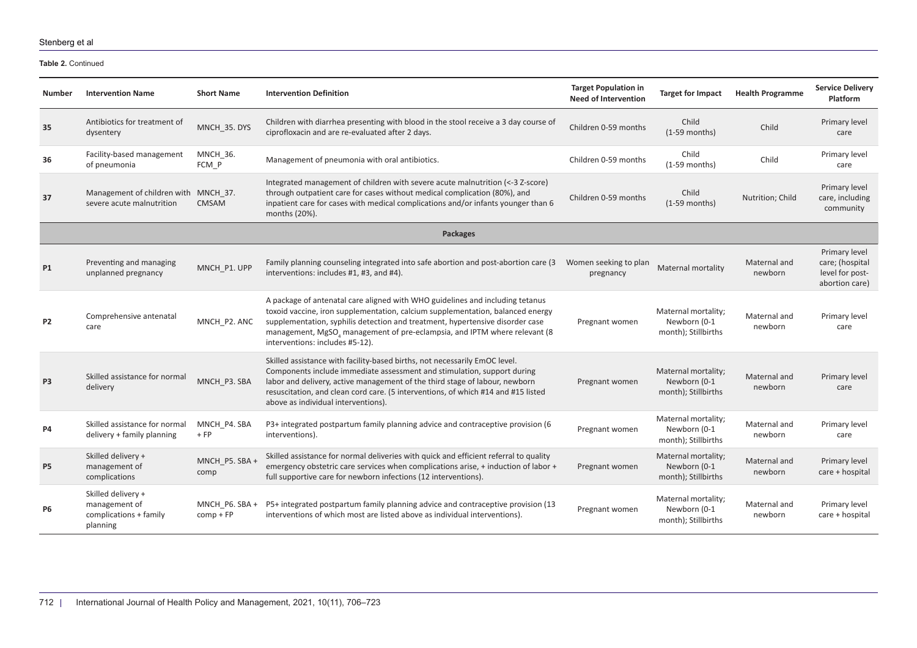**Table 2.** Continued

| Number | Intervention Name | Short Name | Intervention Definition | Target Population in Need of Intervention | Target for Impact | Health Programme | Service Delivery Platform |
|---|---|---|---|---|---|---|---|
| **35** | Antibiotics for treatment of dysentery | MNCH_35. DYS | Children with diarrhea presenting with blood in the stool receive a 3 day course of ciprofloxacin and are re-evaluated after 2 days. | Children 0-59 months | Child (1-59 months) | Child | Primary level care |
| **36** | Facility-based management of pneumonia | MNCH_36. FCM_P | Management of pneumonia with oral antibiotics. | Children 0-59 months | Child (1-59 months) | Child | Primary level care |
| **37** | Management of children with severe acute malnutrition | MNCH_37. CMSAM | Integrated management of children with severe acute malnutrition (<-3 Z-score) through outpatient care for cases without medical complication (80%), and inpatient care for cases with medical complications and/or infants younger than 6 months (20%). | Children 0-59 months | Child (1-59 months) | Nutrition; Child | Primary level care, including community |
| | | | **Packages** | | | | |
| **P1** | Preventing and managing unplanned pregnancy | MNCH_P1. UPP | Family planning counseling integrated into safe abortion and post-abortion care (3 interventions: includes #1, #3, and #4). | Women seeking to plan pregnancy | Maternal mortality | Maternal and newborn | Primary level care; (hospital level for post-abortion care) |
| **P2** | Comprehensive antenatal care | MNCH_P2. ANC | A package of antenatal care aligned with WHO guidelines and including tetanus toxoid vaccine, iron supplementation, calcium supplementation, balanced energy supplementation, syphilis detection and treatment, hypertensive disorder case management, $MgSO_4$ management of pre-eclampsia, and IPTM where relevant (8 interventions: includes #5-12). | Pregnant women | Maternal mortality; Newborn (0-1 month); Stillbirths | Maternal and newborn | Primary level care |
| **P3** | Skilled assistance for normal delivery | MNCH_P3. SBA | Skilled assistance with facility-based births, not necessarily EmOC level. Components include immediate assessment and stimulation, support during labor and delivery, active management of the third stage of labour, newborn resuscitation, and clean cord care. (5 interventions, of which #14 and #15 listed above as individual interventions). | Pregnant women | Maternal mortality; Newborn (0-1 month); Stillbirths | Maternal and newborn | Primary level care |
| **P4** | Skilled assistance for normal delivery + family planning | MNCH_P4. SBA + FP | P3+ integrated postpartum family planning advice and contraceptive provision (6 interventions). | Pregnant women | Maternal mortality; Newborn (0-1 month); Stillbirths | Maternal and newborn | Primary level care |
| **P5** | Skilled delivery + management of complications | MNCH_P5. SBA + comp | Skilled assistance for normal deliveries with quick and efficient referral to quality emergency obstetric care services when complications arise, + induction of labor + full supportive care for newborn infections (12 interventions). | Pregnant women | Maternal mortality; Newborn (0-1 month); Stillbirths | Maternal and newborn | Primary level care + hospital |
| **P6** | Skilled delivery + management of complications + family planning | MNCH_P6. SBA + comp + FP | P5+ integrated postpartum family planning advice and contraceptive provision (13 interventions of which most are listed above as individual interventions). | Pregnant women | Maternal mortality; Newborn (0-1 month); Stillbirths | Maternal and newborn | Primary level care + hospital |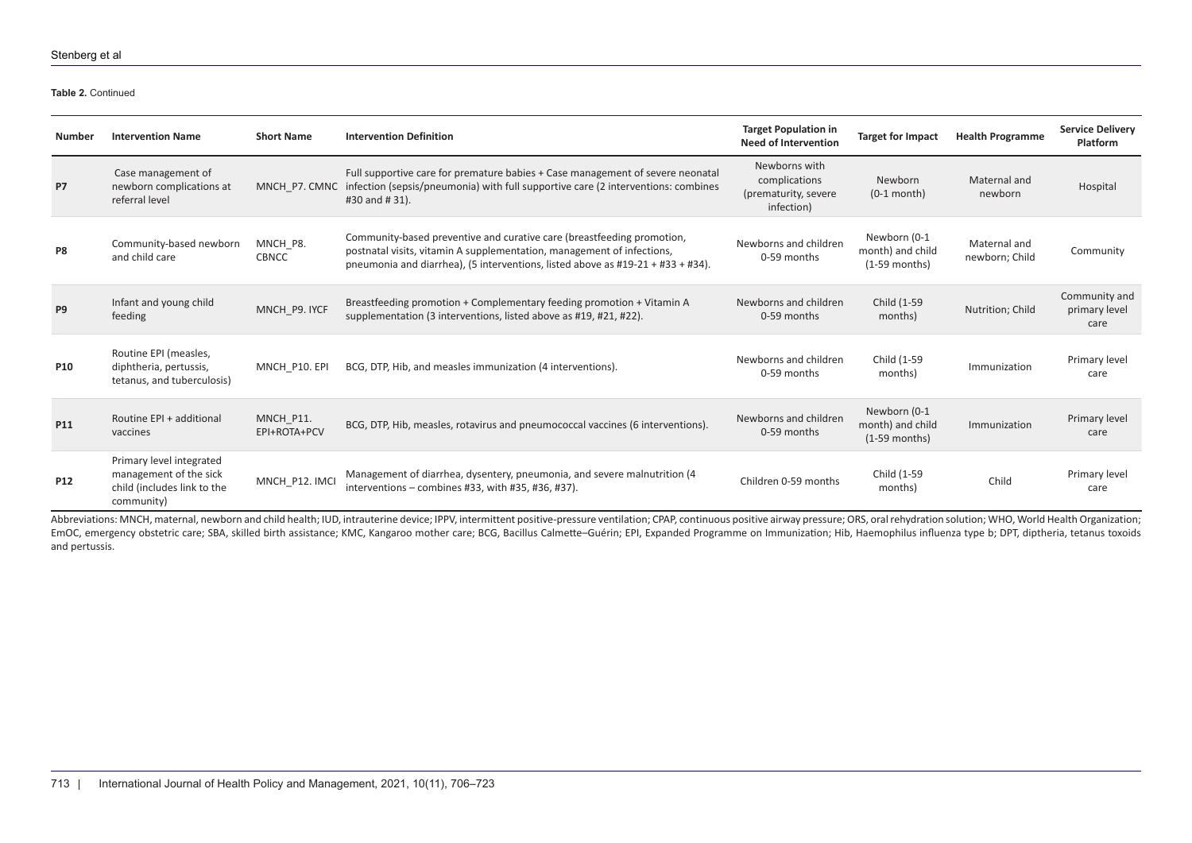**Table 2.** Continued

| Number | Intervention Name | Short Name | Intervention Definition | Target Population in Need of Intervention | Target for Impact | Health Programme | Service Delivery Platform |
|---|---|---|---|---|---|---|---|
| **P7** | Case management of newborn complications at referral level | MNCH_P7. CMNC | Full supportive care for premature babies + Case management of severe neonatal infection (sepsis/pneumonia) with full supportive care (2 interventions: combines #30 and # 31). | Newborns with complications (prematurity, severe infection) | Newborn (0-1 month) | Maternal and newborn | Hospital |
| **P8** | Community-based newborn and child care | MNCH_P8. CBNCC | Community-based preventive and curative care (breastfeeding promotion, postnatal visits, vitamin A supplementation, management of infections, pneumonia and diarrhea), (5 interventions, listed above as #19-21 + #33 + #34). | Newborns and children 0-59 months | Newborn (0-1 month) and child (1-59 months) | Maternal and newborn; Child | Community |
| **P9** | Infant and young child feeding | MNCH_P9. IYCF | Breastfeeding promotion + Complementary feeding promotion + Vitamin A supplementation (3 interventions, listed above as #19, #21, #22). | Newborns and children 0-59 months | Child (1-59 months) | Nutrition; Child | Community and primary level care |
| **P10** | Routine EPI (measles, diphtheria, pertussis, tetanus, and tuberculosis) | MNCH_P10. EPI | BCG, DTP, Hib, and measles immunization (4 interventions). | Newborns and children 0-59 months | Child (1-59 months) | Immunization | Primary level care |
| **P11** | Routine EPI + additional vaccines | MNCH_P11. EPI+ROTA+PCV | BCG, DTP, Hib, measles, rotavirus and pneumococcal vaccines (6 interventions). | Newborns and children 0-59 months | Newborn (0-1 month) and child (1-59 months) | Immunization | Primary level care |
| **P12** | Primary level integrated management of the sick child (includes link to the community) | MNCH_P12. IMCI | Management of diarrhea, dysentery, pneumonia, and severe malnutrition (4 interventions – combines #33, with #35, #36, #37). | Children 0-59 months | Child (1-59 months) | Child | Primary level care |

Abbreviations: MNCH, maternal, newborn and child health; IUD, intrauterine device; IPPV, intermittent positive-pressure ventilation; CPAP, continuous positive airway pressure; ORS, oral rehydration solution; WHO, World Health Organization; EmOC, emergency obstetric care; SBA, skilled birth assistance; KMC, Kangaroo mother care; BCG, Bacillus Calmette–Guérin; EPI, Expanded Programme on Immunization; Hib, Haemophilus influenza type b; DPT, diptheria, tetanus toxoids and pertussis.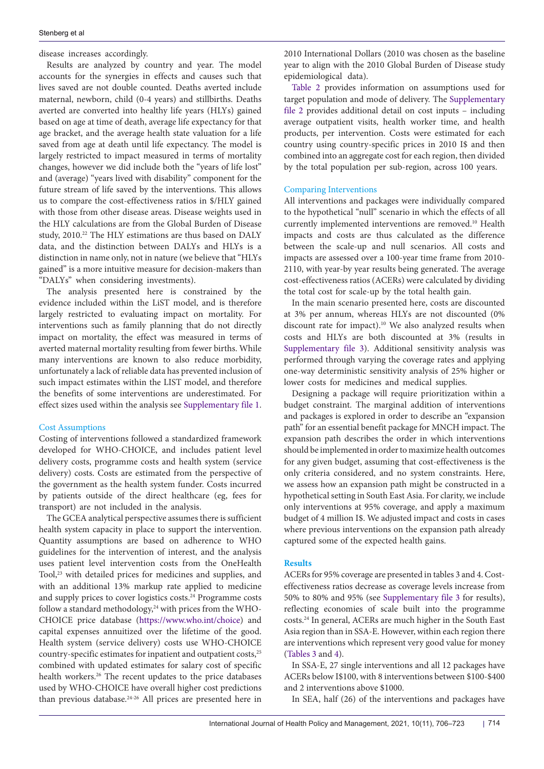disease increases accordingly.

Results are analyzed by country and year. The model accounts for the synergies in effects and causes such that lives saved are not double counted. Deaths averted include maternal, newborn, child (0-4 years) and stillbirths. Deaths averted are converted into healthy life years (HLYs) gained based on age at time of death, average life expectancy for that age bracket, and the average health state valuation for a life saved from age at death until life expectancy. The model is largely restricted to impact measured in terms of mortality changes, however we did include both the "years of life lost" and (average) "years lived with disability" component for the future stream of life saved by the interventions. This allows us to compare the cost-effectiveness ratios in $/HLY gained with those from other disease areas. Disease weights used in the HLY calculations are from the Global Burden of Disease study, 2010.[22] The HLY estimations are thus based on DALY data, and the distinction between DALYs and HLYs is a distinction in name only, not in nature (we believe that "HLYs gained" is a more intuitive measure for decision-makers than "DALYs" when considering investments).

The analysis presented here is constrained by the evidence included within the LiST model, and is therefore largely restricted to evaluating impact on mortality. For interventions such as family planning that do not directly impact on mortality, the effect was measured in terms of averted maternal mortality resulting from fewer births. While many interventions are known to also reduce morbidity, unfortunately a lack of reliable data has prevented inclusion of such impact estimates within the LIST model, and therefore the benefits of some interventions are underestimated. For effect sizes used within the analysis see Supplementary file 1.

### Cost Assumptions

Costing of interventions followed a standardized framework developed for WHO-CHOICE, and includes patient level delivery costs, programme costs and health system (service delivery) costs. Costs are estimated from the perspective of the government as the health system funder. Costs incurred by patients outside of the direct healthcare (eg, fees for transport) are not included in the analysis.

The GCEA analytical perspective assumes there is sufficient health system capacity in place to support the intervention. Quantity assumptions are based on adherence to WHO guidelines for the intervention of interest, and the analysis uses patient level intervention costs from the OneHealth Tool,[23] with detailed prices for medicines and supplies, and with an additional 13% markup rate applied to medicine and supply prices to cover logistics costs.[24] Programme costs follow a standard methodology,[24] with prices from the WHO-CHOICE price database (https://www.who.int/choice) and capital expenses annuitized over the lifetime of the good. Health system (service delivery) costs use WHO-CHOICE country-specific estimates for inpatient and outpatient costs,[25] combined with updated estimates for salary cost of specific health workers.[26] The recent updates to the price databases used by WHO-CHOICE have overall higher cost predictions than previous database.[24-26] All prices are presented here in 2010 International Dollars (2010 was chosen as the baseline year to align with the 2010 Global Burden of Disease study epidemiological data).

Table 2 provides information on assumptions used for target population and mode of delivery. The Supplementary file 2 provides additional detail on cost inputs – including average outpatient visits, health worker time, and health products, per intervention. Costs were estimated for each country using country-specific prices in 2010 I$ and then combined into an aggregate cost for each region, then divided by the total population per sub-region, across 100 years.

### Comparing Interventions

All interventions and packages were individually compared to the hypothetical "null" scenario in which the effects of all currently implemented interventions are removed.[10] Health impacts and costs are thus calculated as the difference between the scale-up and null scenarios. All costs and impacts are assessed over a 100-year time frame from 2010-2110, with year-by year results being generated. The average cost-effectiveness ratios (ACERs) were calculated by dividing the total cost for scale-up by the total health gain.

In the main scenario presented here, costs are discounted at 3% per annum, whereas HLYs are not discounted (0% discount rate for impact).[10] We also analyzed results when costs and HLYs are both discounted at 3% (results in Supplementary file 3). Additional sensitivity analysis was performed through varying the coverage rates and applying one-way deterministic sensitivity analysis of 25% higher or lower costs for medicines and medical supplies.

Designing a package will require prioritization within a budget constraint. The marginal addition of interventions and packages is explored in order to describe an "expansion path" for an essential benefit package for MNCH impact. The expansion path describes the order in which interventions should be implemented in order to maximize health outcomes for any given budget, assuming that cost-effectiveness is the only criteria considered, and no system constraints. Here, we assess how an expansion path might be constructed in a hypothetical setting in South East Asia. For clarity, we include only interventions at 95% coverage, and apply a maximum budget of 4 million I$. We adjusted impact and costs in cases where previous interventions on the expansion path already captured some of the expected health gains.

## Results

ACERs for 95% coverage are presented in tables 3 and 4. Cost-effectiveness ratios decrease as coverage levels increase from 50% to 80% and 95% (see Supplementary file 3 for results), reflecting economies of scale built into the programme costs.[24] In general, ACERs are much higher in the South East Asia region than in SSA-E. However, within each region there are interventions which represent very good value for money (Tables 3 and 4).

In SSA-E, 27 single interventions and all 12 packages have ACERs below I$100, with 8 interventions between $100-$400 and 2 interventions above $1000.

In SEA, half (26) of the interventions and packages have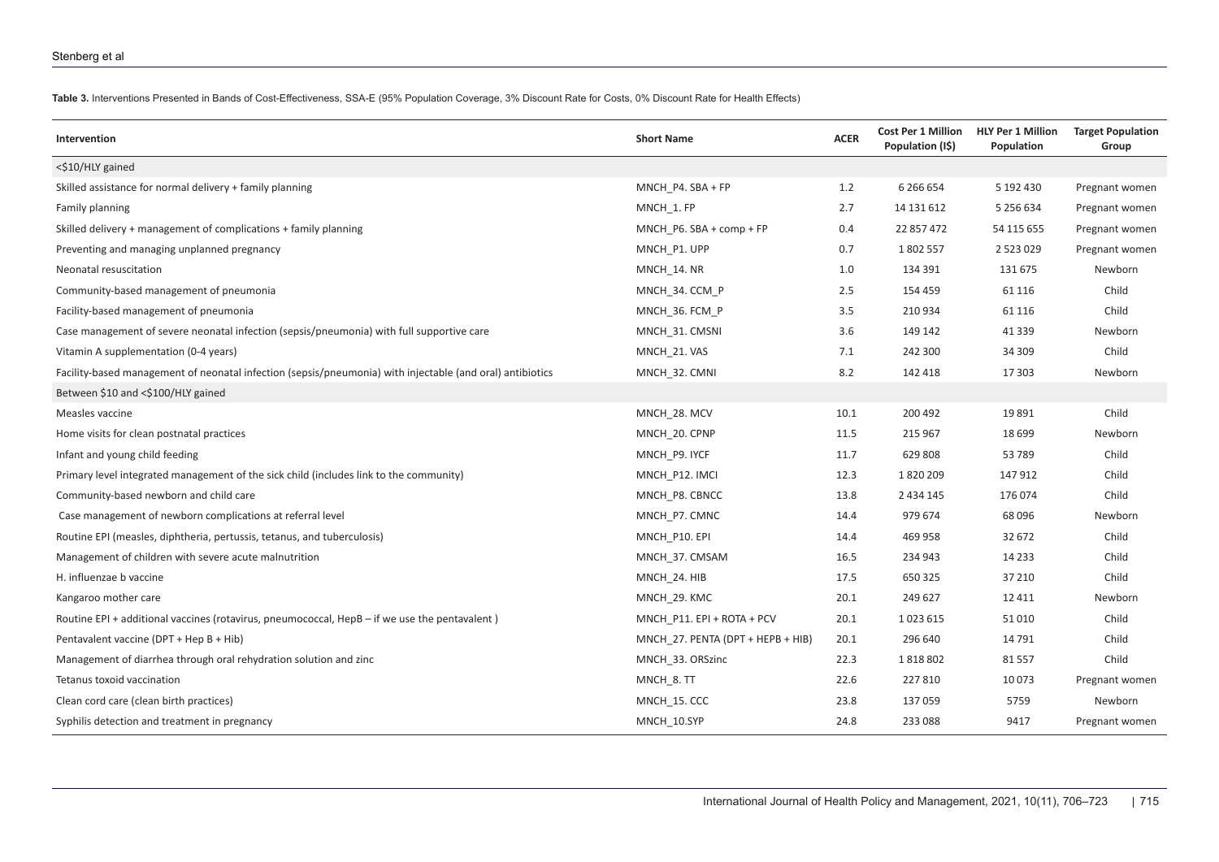**Table 3.** Interventions Presented in Bands of Cost-Effectiveness, SSA-E (95% Population Coverage, 3% Discount Rate for Costs, 0% Discount Rate for Health Effects)

| Intervention | Short Name | ACER | Cost Per 1 Million Population (I$) | HLY Per 1 Million Population | Target Population Group |
|---|---|---|---|---|---|
| <$10/HLY gained | | | | | |
| Skilled assistance for normal delivery + family planning | MNCH_P4. SBA + FP | 1.2 | 6 266 654 | 5 192 430 | Pregnant women |
| Family planning | MNCH_1. FP | 2.7 | 14 131 612 | 5 256 634 | Pregnant women |
| Skilled delivery + management of complications + family planning | MNCH_P6. SBA + comp + FP | 0.4 | 22 857 472 | 54 115 655 | Pregnant women |
| Preventing and managing unplanned pregnancy | MNCH_P1. UPP | 0.7 | 1 802 557 | 2 523 029 | Pregnant women |
| Neonatal resuscitation | MNCH_14. NR | 1.0 | 134 391 | 131 675 | Newborn |
| Community-based management of pneumonia | MNCH_34. CCM_P | 2.5 | 154 459 | 61 116 | Child |
| Facility-based management of pneumonia | MNCH_36. FCM_P | 3.5 | 210 934 | 61 116 | Child |
| Case management of severe neonatal infection (sepsis/pneumonia) with full supportive care | MNCH_31. CMSNI | 3.6 | 149 142 | 41 339 | Newborn |
| Vitamin A supplementation (0-4 years) | MNCH_21. VAS | 7.1 | 242 300 | 34 309 | Child |
| Facility-based management of neonatal infection (sepsis/pneumonia) with injectable (and oral) antibiotics | MNCH_32. CMNI | 8.2 | 142 418 | 17 303 | Newborn |
| Between $10 and <$100/HLY gained | | | | | |
| Measles vaccine | MNCH_28. MCV | 10.1 | 200 492 | 19 891 | Child |
| Home visits for clean postnatal practices | MNCH_20. CPNP | 11.5 | 215 967 | 18 699 | Newborn |
| Infant and young child feeding | MNCH_P9. IYCF | 11.7 | 629 808 | 53 789 | Child |
| Primary level integrated management of the sick child (includes link to the community) | MNCH_P12. IMCI | 12.3 | 1 820 209 | 147 912 | Child |
| Community-based newborn and child care | MNCH_P8. CBNCC | 13.8 | 2 434 145 | 176 074 | Child |
| Case management of newborn complications at referral level | MNCH_P7. CMNC | 14.4 | 979 674 | 68 096 | Newborn |
| Routine EPI (measles, diphtheria, pertussis, tetanus, and tuberculosis) | MNCH_P10. EPI | 14.4 | 469 958 | 32 672 | Child |
| Management of children with severe acute malnutrition | MNCH_37. CMSAM | 16.5 | 234 943 | 14 233 | Child |
| H. influenzae b vaccine | MNCH_24. HIB | 17.5 | 650 325 | 37 210 | Child |
| Kangaroo mother care | MNCH_29. KMC | 20.1 | 249 627 | 12 411 | Newborn |
| Routine EPI + additional vaccines (rotavirus, pneumococcal, HepB – if we use the pentavalent ) | MNCH_P11. EPI + ROTA + PCV | 20.1 | 1 023 615 | 51 010 | Child |
| Pentavalent vaccine (DPT + Hep B + Hib) | MNCH_27. PENTA (DPT + HEPB + HIB) | 20.1 | 296 640 | 14 791 | Child |
| Management of diarrhea through oral rehydration solution and zinc | MNCH_33. ORSzinc | 22.3 | 1 818 802 | 81 557 | Child |
| Tetanus toxoid vaccination | MNCH_8. TT | 22.6 | 227 810 | 10 073 | Pregnant women |
| Clean cord care (clean birth practices) | MNCH_15. CCC | 23.8 | 137 059 | 5759 | Newborn |
| Syphilis detection and treatment in pregnancy | MNCH_10.SYP | 24.8 | 233 088 | 9417 | Pregnant women |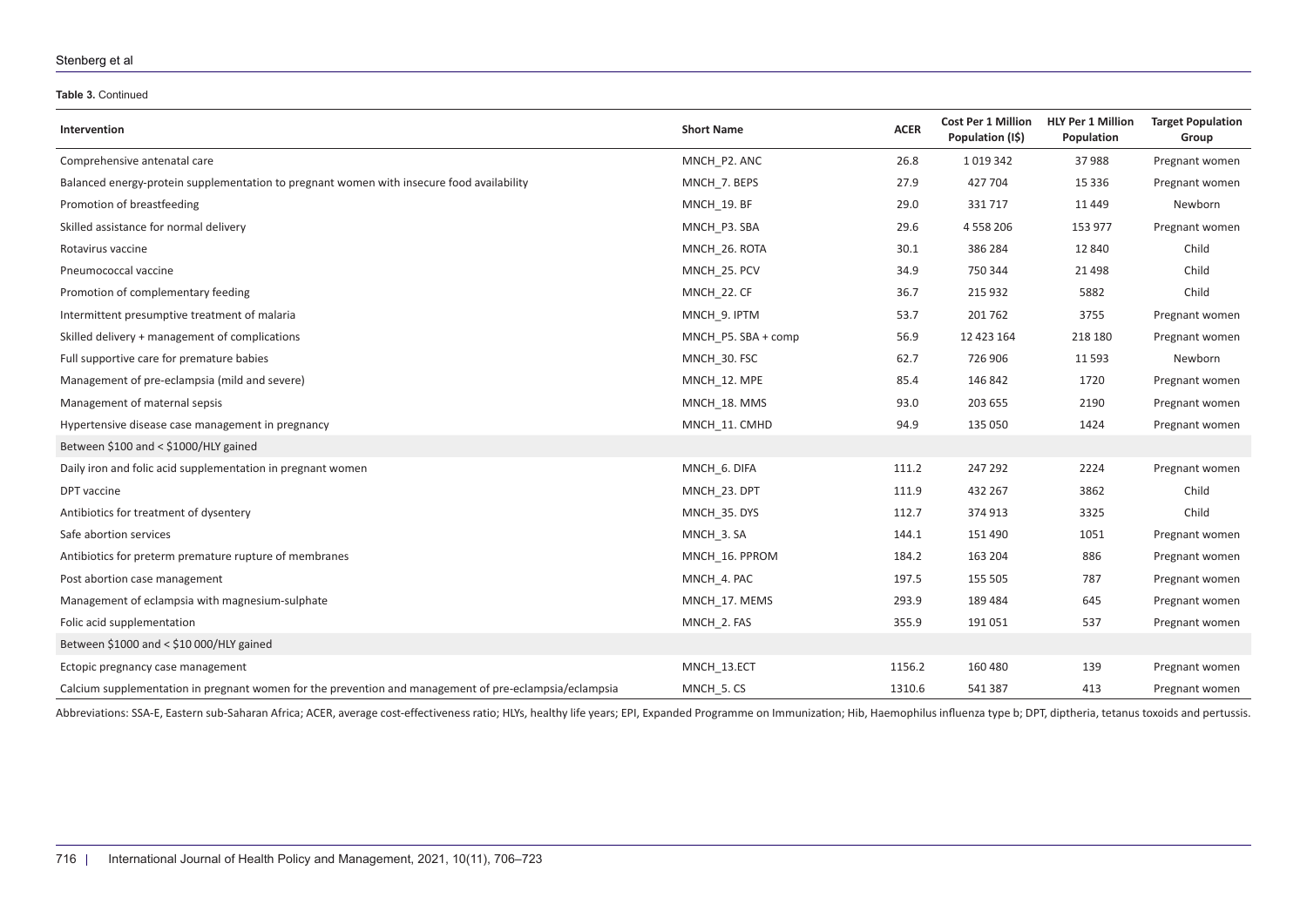**Table 3.** Continued

| Intervention | Short Name | ACER | Cost Per 1 Million Population (I$) | HLY Per 1 Million Population | Target Population Group |
|---|---|---|---|---|---|
| Comprehensive antenatal care | MNCH_P2. ANC | 26.8 | 1 019 342 | 37 988 | Pregnant women |
| Balanced energy-protein supplementation to pregnant women with insecure food availability | MNCH_7. BEPS | 27.9 | 427 704 | 15 336 | Pregnant women |
| Promotion of breastfeeding | MNCH_19. BF | 29.0 | 331 717 | 11 449 | Newborn |
| Skilled assistance for normal delivery | MNCH_P3. SBA | 29.6 | 4 558 206 | 153 977 | Pregnant women |
| Rotavirus vaccine | MNCH_26. ROTA | 30.1 | 386 284 | 12 840 | Child |
| Pneumococcal vaccine | MNCH_25. PCV | 34.9 | 750 344 | 21 498 | Child |
| Promotion of complementary feeding | MNCH_22. CF | 36.7 | 215 932 | 5882 | Child |
| Intermittent presumptive treatment of malaria | MNCH_9. IPTM | 53.7 | 201 762 | 3755 | Pregnant women |
| Skilled delivery + management of complications | MNCH_P5. SBA + comp | 56.9 | 12 423 164 | 218 180 | Pregnant women |
| Full supportive care for premature babies | MNCH_30. FSC | 62.7 | 726 906 | 11 593 | Newborn |
| Management of pre-eclampsia (mild and severe) | MNCH_12. MPE | 85.4 | 146 842 | 1720 | Pregnant women |
| Management of maternal sepsis | MNCH_18. MMS | 93.0 | 203 655 | 2190 | Pregnant women |
| Hypertensive disease case management in pregnancy | MNCH_11. CMHD | 94.9 | 135 050 | 1424 | Pregnant women |
| Between $100 and < $1000/HLY gained | | | | | |
| Daily iron and folic acid supplementation in pregnant women | MNCH_6. DIFA | 111.2 | 247 292 | 2224 | Pregnant women |
| DPT vaccine | MNCH_23. DPT | 111.9 | 432 267 | 3862 | Child |
| Antibiotics for treatment of dysentery | MNCH_35. DYS | 112.7 | 374 913 | 3325 | Child |
| Safe abortion services | MNCH_3. SA | 144.1 | 151 490 | 1051 | Pregnant women |
| Antibiotics for preterm premature rupture of membranes | MNCH_16. PPROM | 184.2 | 163 204 | 886 | Pregnant women |
| Post abortion case management | MNCH_4. PAC | 197.5 | 155 505 | 787 | Pregnant women |
| Management of eclampsia with magnesium-sulphate | MNCH_17. MEMS | 293.9 | 189 484 | 645 | Pregnant women |
| Folic acid supplementation | MNCH_2. FAS | 355.9 | 191 051 | 537 | Pregnant women |
| Between $1000 and < $10 000/HLY gained | | | | | |
| Ectopic pregnancy case management | MNCH_13.ECT | 1156.2 | 160 480 | 139 | Pregnant women |
| Calcium supplementation in pregnant women for the prevention and management of pre-eclampsia/eclampsia | MNCH_5. CS | 1310.6 | 541 387 | 413 | Pregnant women |

Abbreviations: SSA-E, Eastern sub-Saharan Africa; ACER, average cost-effectiveness ratio; HLYs, healthy life years; EPI, Expanded Programme on Immunization; Hib, Haemophilus influenza type b; DPT, diptheria, tetanus toxoids and pertussis.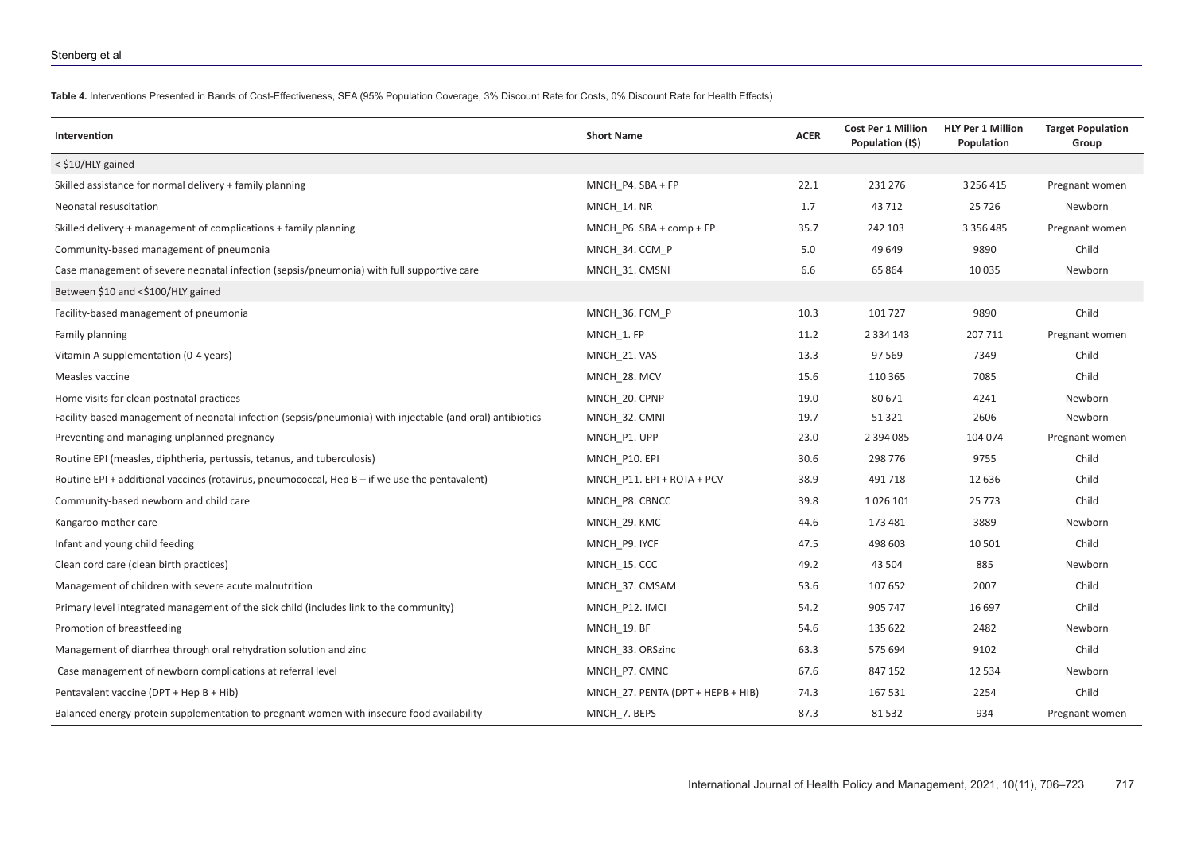**Table 4.** Interventions Presented in Bands of Cost-Effectiveness, SEA (95% Population Coverage, 3% Discount Rate for Costs, 0% Discount Rate for Health Effects)

| Intervention | Short Name | ACER | Cost Per 1 Million Population (I$) | HLY Per 1 Million Population | Target Population Group |
|---|---|---|---|---|---|
| < $10/HLY gained | | | | | |
| Skilled assistance for normal delivery + family planning | MNCH_P4. SBA + FP | 22.1 | 231 276 | 3 256 415 | Pregnant women |
| Neonatal resuscitation | MNCH_14. NR | 1.7 | 43 712 | 25 726 | Newborn |
| Skilled delivery + management of complications + family planning | MNCH_P6. SBA + comp + FP | 35.7 | 242 103 | 3 356 485 | Pregnant women |
| Community-based management of pneumonia | MNCH_34. CCM_P | 5.0 | 49 649 | 9890 | Child |
| Case management of severe neonatal infection (sepsis/pneumonia) with full supportive care | MNCH_31. CMSNI | 6.6 | 65 864 | 10 035 | Newborn |
| Between $10 and <$100/HLY gained | | | | | |
| Facility-based management of pneumonia | MNCH_36. FCM_P | 10.3 | 101 727 | 9890 | Child |
| Family planning | MNCH_1. FP | 11.2 | 2 334 143 | 207 711 | Pregnant women |
| Vitamin A supplementation (0-4 years) | MNCH_21. VAS | 13.3 | 97 569 | 7349 | Child |
| Measles vaccine | MNCH_28. MCV | 15.6 | 110 365 | 7085 | Child |
| Home visits for clean postnatal practices | MNCH_20. CPNP | 19.0 | 80 671 | 4241 | Newborn |
| Facility-based management of neonatal infection (sepsis/pneumonia) with injectable (and oral) antibiotics | MNCH_32. CMNI | 19.7 | 51 321 | 2606 | Newborn |
| Preventing and managing unplanned pregnancy | MNCH_P1. UPP | 23.0 | 2 394 085 | 104 074 | Pregnant women |
| Routine EPI (measles, diphtheria, pertussis, tetanus, and tuberculosis) | MNCH_P10. EPI | 30.6 | 298 776 | 9755 | Child |
| Routine EPI + additional vaccines (rotavirus, pneumococcal, Hep B – if we use the pentavalent) | MNCH_P11. EPI + ROTA + PCV | 38.9 | 491 718 | 12 636 | Child |
| Community-based newborn and child care | MNCH_P8. CBNCC | 39.8 | 1 026 101 | 25 773 | Child |
| Kangaroo mother care | MNCH_29. KMC | 44.6 | 173 481 | 3889 | Newborn |
| Infant and young child feeding | MNCH_P9. IYCF | 47.5 | 498 603 | 10 501 | Child |
| Clean cord care (clean birth practices) | MNCH_15. CCC | 49.2 | 43 504 | 885 | Newborn |
| Management of children with severe acute malnutrition | MNCH_37. CMSAM | 53.6 | 107 652 | 2007 | Child |
| Primary level integrated management of the sick child (includes link to the community) | MNCH_P12. IMCI | 54.2 | 905 747 | 16 697 | Child |
| Promotion of breastfeeding | MNCH_19. BF | 54.6 | 135 622 | 2482 | Newborn |
| Management of diarrhea through oral rehydration solution and zinc | MNCH_33. ORSzinc | 63.3 | 575 694 | 9102 | Child |
| Case management of newborn complications at referral level | MNCH_P7. CMNC | 67.6 | 847 152 | 12 534 | Newborn |
| Pentavalent vaccine (DPT + Hep B + Hib) | MNCH_27. PENTA (DPT + HEPB + HIB) | 74.3 | 167 531 | 2254 | Child |
| Balanced energy-protein supplementation to pregnant women with insecure food availability | MNCH_7. BEPS | 87.3 | 81 532 | 934 | Pregnant women |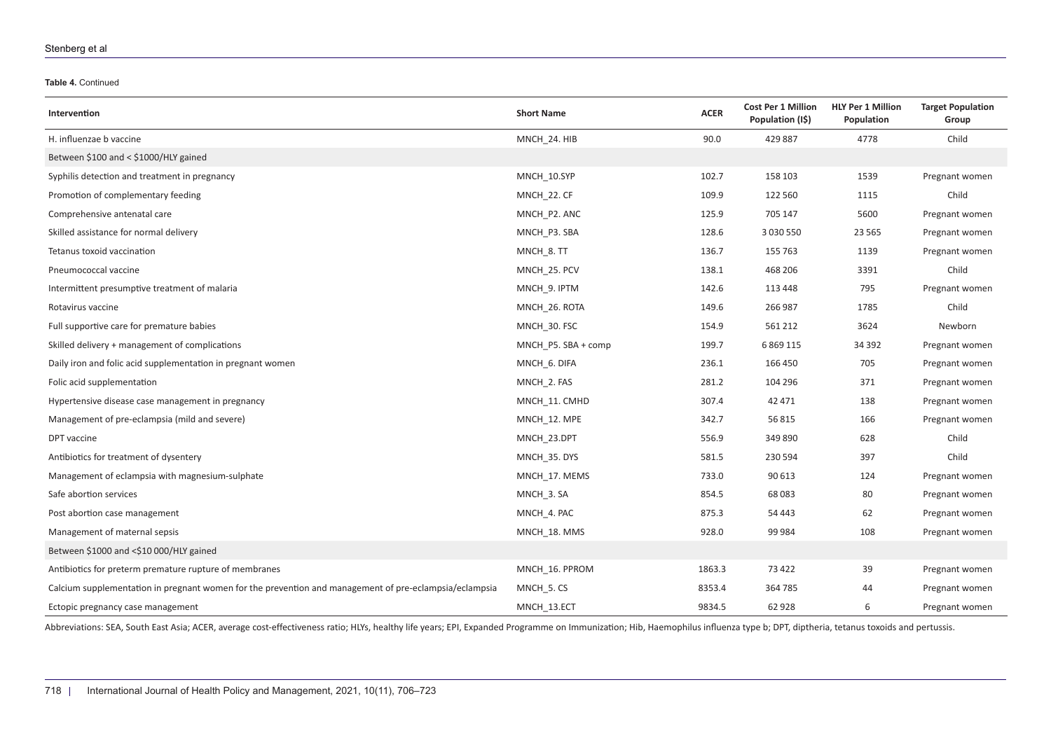**Table 4.** Continued

| Intervention | Short Name | ACER | Cost Per 1 Million Population (I$) | HLY Per 1 Million Population | Target Population Group |
|---|---|---|---|---|---|
| H. influenzae b vaccine | MNCH_24. HIB | 90.0 | 429 887 | 4778 | Child |
| Between $100 and < $1000/HLY gained | | | | | |
| Syphilis detection and treatment in pregnancy | MNCH_10.SYP | 102.7 | 158 103 | 1539 | Pregnant women |
| Promotion of complementary feeding | MNCH_22. CF | 109.9 | 122 560 | 1115 | Child |
| Comprehensive antenatal care | MNCH_P2. ANC | 125.9 | 705 147 | 5600 | Pregnant women |
| Skilled assistance for normal delivery | MNCH_P3. SBA | 128.6 | 3 030 550 | 23 565 | Pregnant women |
| Tetanus toxoid vaccination | MNCH_8. TT | 136.7 | 155 763 | 1139 | Pregnant women |
| Pneumococcal vaccine | MNCH_25. PCV | 138.1 | 468 206 | 3391 | Child |
| Intermittent presumptive treatment of malaria | MNCH_9. IPTM | 142.6 | 113 448 | 795 | Pregnant women |
| Rotavirus vaccine | MNCH_26. ROTA | 149.6 | 266 987 | 1785 | Child |
| Full supportive care for premature babies | MNCH_30. FSC | 154.9 | 561 212 | 3624 | Newborn |
| Skilled delivery + management of complications | MNCH_P5. SBA + comp | 199.7 | 6 869 115 | 34 392 | Pregnant women |
| Daily iron and folic acid supplementation in pregnant women | MNCH_6. DIFA | 236.1 | 166 450 | 705 | Pregnant women |
| Folic acid supplementation | MNCH_2. FAS | 281.2 | 104 296 | 371 | Pregnant women |
| Hypertensive disease case management in pregnancy | MNCH_11. CMHD | 307.4 | 42 471 | 138 | Pregnant women |
| Management of pre-eclampsia (mild and severe) | MNCH_12. MPE | 342.7 | 56 815 | 166 | Pregnant women |
| DPT vaccine | MNCH_23.DPT | 556.9 | 349 890 | 628 | Child |
| Antibiotics for treatment of dysentery | MNCH_35. DYS | 581.5 | 230 594 | 397 | Child |
| Management of eclampsia with magnesium-sulphate | MNCH_17. MEMS | 733.0 | 90 613 | 124 | Pregnant women |
| Safe abortion services | MNCH_3. SA | 854.5 | 68 083 | 80 | Pregnant women |
| Post abortion case management | MNCH_4. PAC | 875.3 | 54 443 | 62 | Pregnant women |
| Management of maternal sepsis | MNCH_18. MMS | 928.0 | 99 984 | 108 | Pregnant women |
| Between $1000 and <$10 000/HLY gained | | | | | |
| Antibiotics for preterm premature rupture of membranes | MNCH_16. PPROM | 1863.3 | 73 422 | 39 | Pregnant women |
| Calcium supplementation in pregnant women for the prevention and management of pre-eclampsia/eclampsia | MNCH_5. CS | 8353.4 | 364 785 | 44 | Pregnant women |
| Ectopic pregnancy case management | MNCH_13.ECT | 9834.5 | 62 928 | 6 | Pregnant women |

Abbreviations: SEA, South East Asia; ACER, average cost-effectiveness ratio; HLYs, healthy life years; EPI, Expanded Programme on Immunization; Hib, Haemophilus influenza type b; DPT, diptheria, tetanus toxoids and pertussis.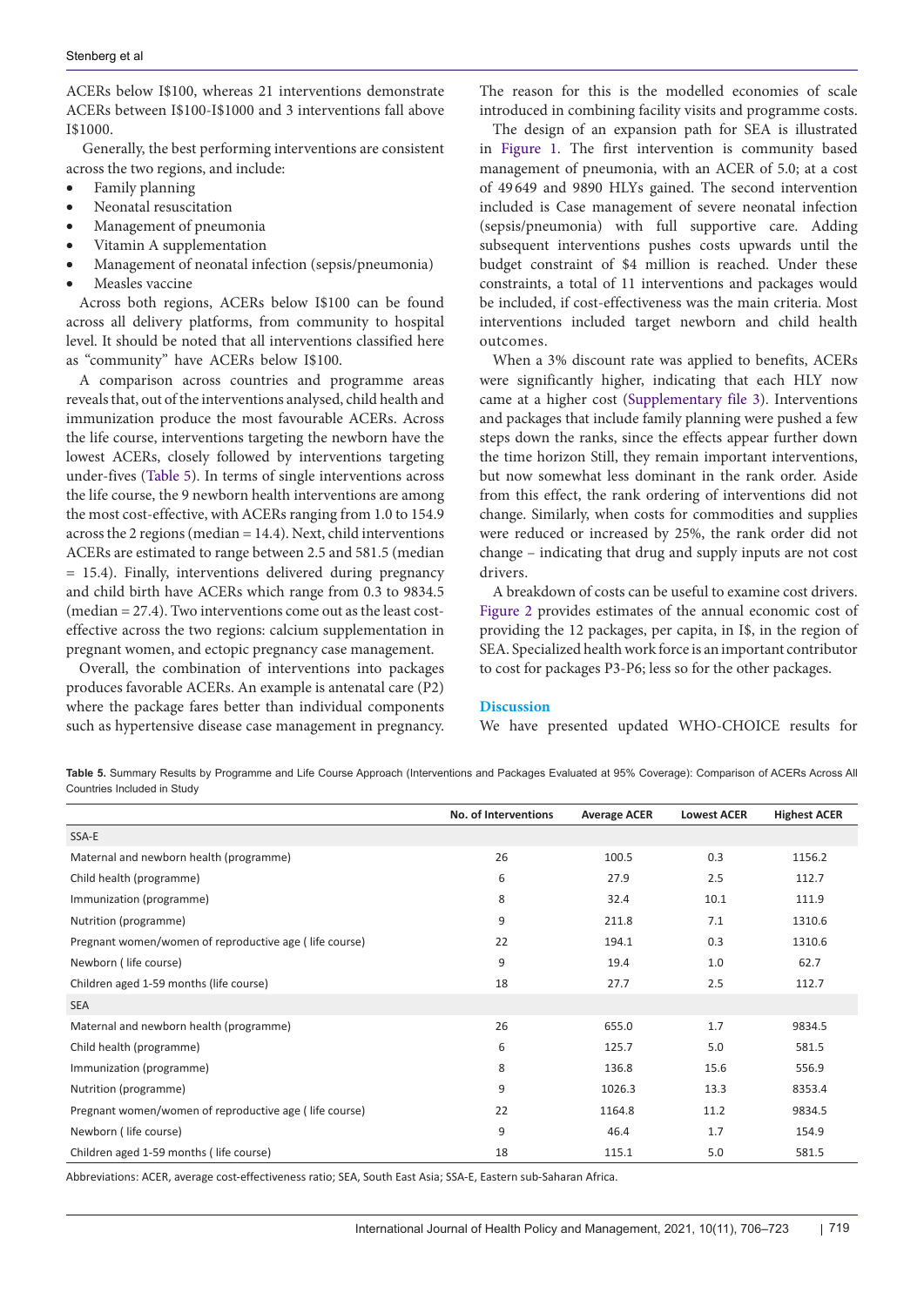ACERs below I$100, whereas 21 interventions demonstrate ACERs between I$100-I$1000 and 3 interventions fall above I$1000.

Generally, the best performing interventions are consistent across the two regions, and include:

- Family planning
- Neonatal resuscitation
- Management of pneumonia
- Vitamin A supplementation
- Management of neonatal infection (sepsis/pneumonia)
- Measles vaccine

Across both regions, ACERs below I$100 can be found across all delivery platforms, from community to hospital level. It should be noted that all interventions classified here as "community" have ACERs below I$100.

A comparison across countries and programme areas reveals that, out of the interventions analysed, child health and immunization produce the most favourable ACERs. Across the life course, interventions targeting the newborn have the lowest ACERs, closely followed by interventions targeting under-fives (Table 5). In terms of single interventions across the life course, the 9 newborn health interventions are among the most cost-effective, with ACERs ranging from 1.0 to 154.9 across the 2 regions (median = 14.4). Next, child interventions ACERs are estimated to range between 2.5 and 581.5 (median = 15.4). Finally, interventions delivered during pregnancy and child birth have ACERs which range from 0.3 to 9834.5 (median = 27.4). Two interventions come out as the least cost-effective across the two regions: calcium supplementation in pregnant women, and ectopic pregnancy case management.

Overall, the combination of interventions into packages produces favorable ACERs. An example is antenatal care (P2) where the package fares better than individual components such as hypertensive disease case management in pregnancy. The reason for this is the modelled economies of scale introduced in combining facility visits and programme costs.

The design of an expansion path for SEA is illustrated in Figure 1. The first intervention is community based management of pneumonia, with an ACER of 5.0; at a cost of 49 649 and 9890 HLYs gained. The second intervention included is Case management of severe neonatal infection (sepsis/pneumonia) with full supportive care. Adding subsequent interventions pushes costs upwards until the budget constraint of $4 million is reached. Under these constraints, a total of 11 interventions and packages would be included, if cost-effectiveness was the main criteria. Most interventions included target newborn and child health outcomes.

When a 3% discount rate was applied to benefits, ACERs were significantly higher, indicating that each HLY now came at a higher cost (Supplementary file 3). Interventions and packages that include family planning were pushed a few steps down the ranks, since the effects appear further down the time horizon Still, they remain important interventions, but now somewhat less dominant in the rank order. Aside from this effect, the rank ordering of interventions did not change. Similarly, when costs for commodities and supplies were reduced or increased by 25%, the rank order did not change – indicating that drug and supply inputs are not cost drivers.

A breakdown of costs can be useful to examine cost drivers. Figure 2 provides estimates of the annual economic cost of providing the 12 packages, per capita, in I$, in the region of SEA. Specialized health work force is an important contributor to cost for packages P3-P6; less so for the other packages.

## Discussion

We have presented updated WHO-CHOICE results for

**Table 5.** Summary Results by Programme and Life Course Approach (Interventions and Packages Evaluated at 95% Coverage): Comparison of ACERs Across All Countries Included in Study

| | No. of Interventions | Average ACER | Lowest ACER | Highest ACER |
|---|---|---|---|---|
| SSA-E | | | | |
| Maternal and newborn health (programme) | 26 | 100.5 | 0.3 | 1156.2 |
| Child health (programme) | 6 | 27.9 | 2.5 | 112.7 |
| Immunization (programme) | 8 | 32.4 | 10.1 | 111.9 |
| Nutrition (programme) | 9 | 211.8 | 7.1 | 1310.6 |
| Pregnant women/women of reproductive age ( life course) | 22 | 194.1 | 0.3 | 1310.6 |
| Newborn ( life course) | 9 | 19.4 | 1.0 | 62.7 |
| Children aged 1-59 months (life course) | 18 | 27.7 | 2.5 | 112.7 |
| SEA | | | | |
| Maternal and newborn health (programme) | 26 | 655.0 | 1.7 | 9834.5 |
| Child health (programme) | 6 | 125.7 | 5.0 | 581.5 |
| Immunization (programme) | 8 | 136.8 | 15.6 | 556.9 |
| Nutrition (programme) | 9 | 1026.3 | 13.3 | 8353.4 |
| Pregnant women/women of reproductive age ( life course) | 22 | 1164.8 | 11.2 | 9834.5 |
| Newborn ( life course) | 9 | 46.4 | 1.7 | 154.9 |
| Children aged 1-59 months ( life course) | 18 | 115.1 | 5.0 | 581.5 |

Abbreviations: ACER, average cost-effectiveness ratio; SEA, South East Asia; SSA-E, Eastern sub-Saharan Africa.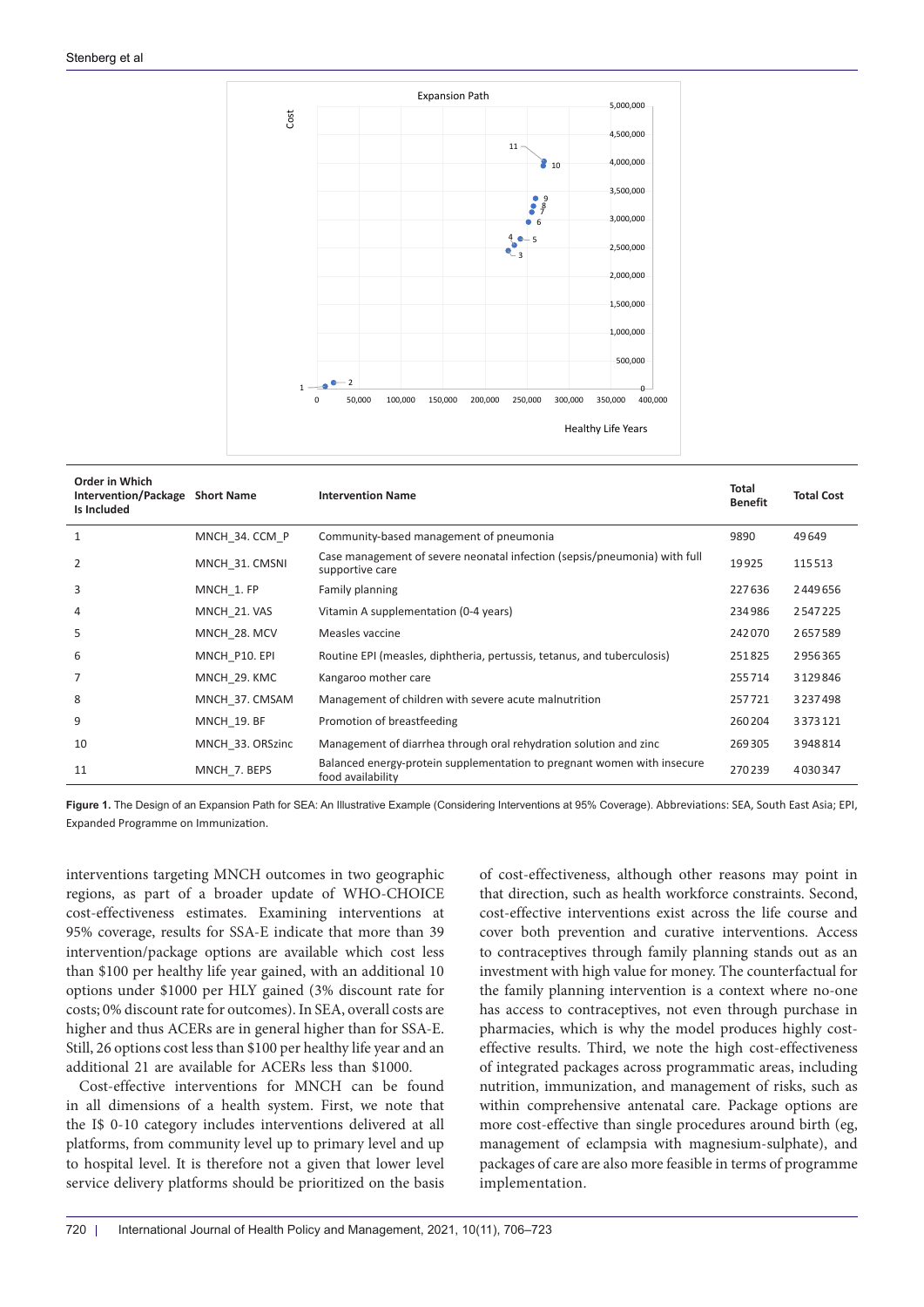| Order in Which Intervention/Package Is Included | Short Name | Intervention Name | Total Benefit | Total Cost |
|---|---|---|---|---|
| 1 | MNCH_34. CCM_P | Community-based management of pneumonia | 9890 | 49649 |
| 2 | MNCH_31. CMSNI | Case management of severe neonatal infection (sepsis/pneumonia) with full supportive care | 19925 | 115513 |
| 3 | MNCH_1. FP | Family planning | 227636 | 2449656 |
| 4 | MNCH_21. VAS | Vitamin A supplementation (0-4 years) | 234986 | 2547225 |
| 5 | MNCH_28. MCV | Measles vaccine | 242070 | 2657589 |
| 6 | MNCH_P10. EPI | Routine EPI (measles, diphtheria, pertussis, tetanus, and tuberculosis) | 251825 | 2956365 |
| 7 | MNCH_29. KMC | Kangaroo mother care | 255714 | 3129846 |
| 8 | MNCH_37. CMSAM | Management of children with severe acute malnutrition | 257721 | 3237498 |
| 9 | MNCH_19. BF | Promotion of breastfeeding | 260204 | 3373121 |
| 10 | MNCH_33. ORSzinc | Management of diarrhea through oral rehydration solution and zinc | 269305 | 3948814 |
| 11 | MNCH_7. BEPS | Balanced energy-protein supplementation to pregnant women with insecure food availability | 270239 | 4030347 |

**Figure 1.** The Design of an Expansion Path for SEA: An Illustrative Example (Considering Interventions at 95% Coverage). Abbreviations: SEA, South East Asia; EPI, Expanded Programme on Immunization.

interventions targeting MNCH outcomes in two geographic regions, as part of a broader update of WHO-CHOICE cost-effectiveness estimates. Examining interventions at 95% coverage, results for SSA-E indicate that more than 39 intervention/package options are available which cost less than \$100 per healthy life year gained, with an additional 10 options under \$1000 per HLY gained (3% discount rate for costs; 0% discount rate for outcomes). In SEA, overall costs are higher and thus ACERs are in general higher than for SSA-E. Still, 26 options cost less than \$100 per healthy life year and an additional 21 are available for ACERs less than \$1000.

Cost-effective interventions for MNCH can be found in all dimensions of a health system. First, we note that the I\$ 0-10 category includes interventions delivered at all platforms, from community level up to primary level and up to hospital level. It is therefore not a given that lower level service delivery platforms should be prioritized on the basis of cost-effectiveness, although other reasons may point in that direction, such as health workforce constraints. Second, cost-effective interventions exist across the life course and cover both prevention and curative interventions. Access to contraceptives through family planning stands out as an investment with high value for money. The counterfactual for the family planning intervention is a context where no-one has access to contraceptives, not even through purchase in pharmacies, which is why the model produces highly cost-effective results. Third, we note the high cost-effectiveness of integrated packages across programmatic areas, including nutrition, immunization, and management of risks, such as within comprehensive antenatal care. Package options are more cost-effective than single procedures around birth (eg, management of eclampsia with magnesium-sulphate), and packages of care are also more feasible in terms of programme implementation.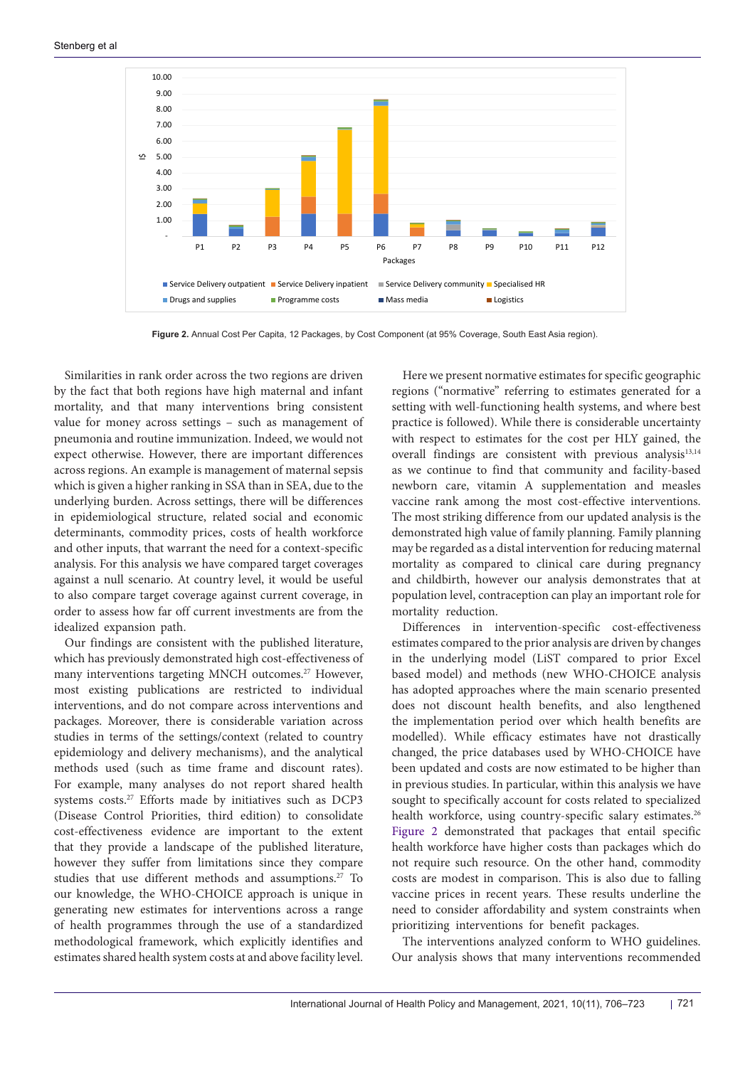**Figure 2.** Annual Cost Per Capita, 12 Packages, by Cost Component (at 95% Coverage, South East Asia region).

Similarities in rank order across the two regions are driven by the fact that both regions have high maternal and infant mortality, and that many interventions bring consistent value for money across settings – such as management of pneumonia and routine immunization. Indeed, we would not expect otherwise. However, there are important differences across regions. An example is management of maternal sepsis which is given a higher ranking in SSA than in SEA, due to the underlying burden. Across settings, there will be differences in epidemiological structure, related social and economic determinants, commodity prices, costs of health workforce and other inputs, that warrant the need for a context-specific analysis. For this analysis we have compared target coverages against a null scenario. At country level, it would be useful to also compare target coverage against current coverage, in order to assess how far off current investments are from the idealized expansion path.

Our findings are consistent with the published literature, which has previously demonstrated high cost-effectiveness of many interventions targeting MNCH outcomes.[27] However, most existing publications are restricted to individual interventions, and do not compare across interventions and packages. Moreover, there is considerable variation across studies in terms of the settings/context (related to country epidemiology and delivery mechanisms), and the analytical methods used (such as time frame and discount rates). For example, many analyses do not report shared health systems costs.[27] Efforts made by initiatives such as DCP3 (Disease Control Priorities, third edition) to consolidate cost-effectiveness evidence are important to the extent that they provide a landscape of the published literature, however they suffer from limitations since they compare studies that use different methods and assumptions.[27] To our knowledge, the WHO-CHOICE approach is unique in generating new estimates for interventions across a range of health programmes through the use of a standardized methodological framework, which explicitly identifies and estimates shared health system costs at and above facility level.

Here we present normative estimates for specific geographic regions ("normative" referring to estimates generated for a setting with well-functioning health systems, and where best practice is followed). While there is considerable uncertainty with respect to estimates for the cost per HLY gained, the overall findings are consistent with previous analysis[13,14] as we continue to find that community and facility-based newborn care, vitamin A supplementation and measles vaccine rank among the most cost-effective interventions. The most striking difference from our updated analysis is the demonstrated high value of family planning. Family planning may be regarded as a distal intervention for reducing maternal mortality as compared to clinical care during pregnancy and childbirth, however our analysis demonstrates that at population level, contraception can play an important role for mortality reduction.

Differences in intervention-specific cost-effectiveness estimates compared to the prior analysis are driven by changes in the underlying model (LiST compared to prior Excel based model) and methods (new WHO-CHOICE analysis has adopted approaches where the main scenario presented does not discount health benefits, and also lengthened the implementation period over which health benefits are modelled). While efficacy estimates have not drastically changed, the price databases used by WHO-CHOICE have been updated and costs are now estimated to be higher than in previous studies. In particular, within this analysis we have sought to specifically account for costs related to specialized health workforce, using country-specific salary estimates.[26] Figure 2 demonstrated that packages that entail specific health workforce have higher costs than packages which do not require such resource. On the other hand, commodity costs are modest in comparison. This is also due to falling vaccine prices in recent years. These results underline the need to consider affordability and system constraints when prioritizing interventions for benefit packages.

The interventions analyzed conform to WHO guidelines. Our analysis shows that many interventions recommended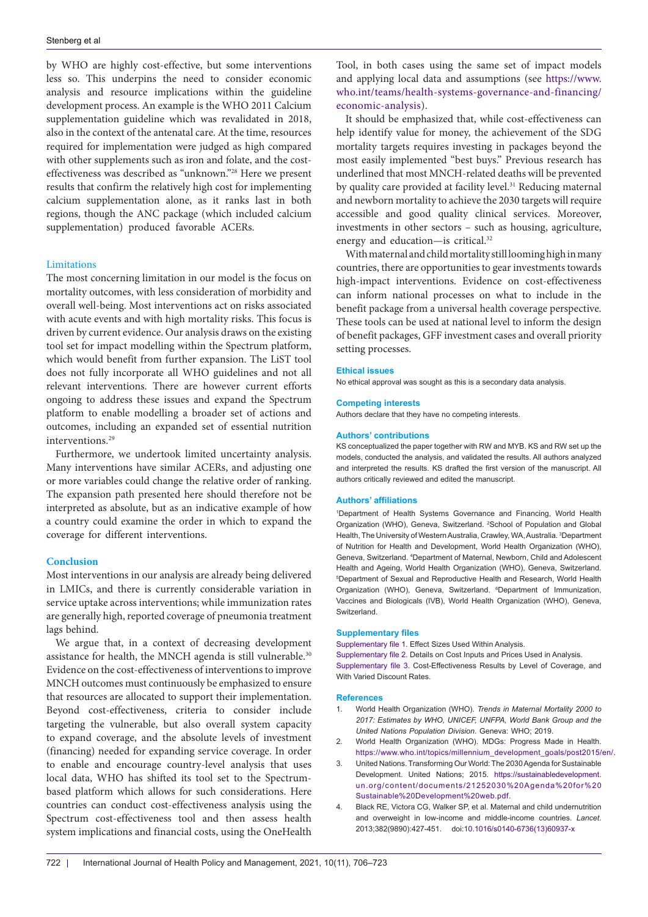by WHO are highly cost-effective, but some interventions less so. This underpins the need to consider economic analysis and resource implications within the guideline development process. An example is the WHO 2011 Calcium supplementation guideline which was revalidated in 2018, also in the context of the antenatal care. At the time, resources required for implementation were judged as high compared with other supplements such as iron and folate, and the cost-effectiveness was described as "unknown."[28] Here we present results that confirm the relatively high cost for implementing calcium supplementation alone, as it ranks last in both regions, though the ANC package (which included calcium supplementation) produced favorable ACERs.

### Limitations

The most concerning limitation in our model is the focus on mortality outcomes, with less consideration of morbidity and overall well-being. Most interventions act on risks associated with acute events and with high mortality risks. This focus is driven by current evidence. Our analysis draws on the existing tool set for impact modelling within the Spectrum platform, which would benefit from further expansion. The LiST tool does not fully incorporate all WHO guidelines and not all relevant interventions. There are however current efforts ongoing to address these issues and expand the Spectrum platform to enable modelling a broader set of actions and outcomes, including an expanded set of essential nutrition interventions.[29]

Furthermore, we undertook limited uncertainty analysis. Many interventions have similar ACERs, and adjusting one or more variables could change the relative order of ranking. The expansion path presented here should therefore not be interpreted as absolute, but as an indicative example of how a country could examine the order in which to expand the coverage for different interventions.

## Conclusion

Most interventions in our analysis are already being delivered in LMICs, and there is currently considerable variation in service uptake across interventions; while immunization rates are generally high, reported coverage of pneumonia treatment lags behind.

We argue that, in a context of decreasing development assistance for health, the MNCH agenda is still vulnerable.[30] Evidence on the cost-effectiveness of interventions to improve MNCH outcomes must continuously be emphasized to ensure that resources are allocated to support their implementation. Beyond cost-effectiveness, criteria to consider include targeting the vulnerable, but also overall system capacity to expand coverage, and the absolute levels of investment (financing) needed for expanding service coverage. In order to enable and encourage country-level analysis that uses local data, WHO has shifted its tool set to the Spectrum-based platform which allows for such considerations. Here countries can conduct cost-effectiveness analysis using the Spectrum cost-effectiveness tool and then assess health system implications and financial costs, using the OneHealth Tool, in both cases using the same set of impact models and applying local data and assumptions (see https://www.who.int/teams/health-systems-governance-and-financing/economic-analysis).

It should be emphasized that, while cost-effectiveness can help identify value for money, the achievement of the SDG mortality targets requires investing in packages beyond the most easily implemented "best buys." Previous research has underlined that most MNCH-related deaths will be prevented by quality care provided at facility level.[31] Reducing maternal and newborn mortality to achieve the 2030 targets will require accessible and good quality clinical services. Moreover, investments in other sectors – such as housing, agriculture, energy and education—is critical.[32]

With maternal and child mortality still looming high in many countries, there are opportunities to gear investments towards high-impact interventions. Evidence on cost-effectiveness can inform national processes on what to include in the benefit package from a universal health coverage perspective. These tools can be used at national level to inform the design of benefit packages, GFF investment cases and overall priority setting processes.

### Ethical issues

No ethical approval was sought as this is a secondary data analysis.

### Competing interests

Authors declare that they have no competing interests.

### Authors' contributions

KS conceptualized the paper together with RW and MYB. KS and RW set up the models, conducted the analysis, and validated the results. All authors analyzed and interpreted the results. KS drafted the first version of the manuscript. All authors critically reviewed and edited the manuscript.

### Authors' affiliations

[1]Department of Health Systems Governance and Financing, World Health Organization (WHO), Geneva, Switzerland. [2]School of Population and Global Health, The University of Western Australia, Crawley, WA, Australia. [3]Department of Nutrition for Health and Development, World Health Organization (WHO), Geneva, Switzerland. [4]Department of Maternal, Newborn, Child and Adolescent Health and Ageing, World Health Organization (WHO), Geneva, Switzerland. [5]Department of Sexual and Reproductive Health and Research, World Health Organization (WHO), Geneva, Switzerland. [6]Department of Immunization, Vaccines and Biologicals (IVB), World Health Organization (WHO), Geneva, Switzerland.

### Supplementary files

Supplementary file 1. Effect Sizes Used Within Analysis.
Supplementary file 2. Details on Cost Inputs and Prices Used in Analysis.
Supplementary file 3. Cost-Effectiveness Results by Level of Coverage, and With Varied Discount Rates.

### References

1. World Health Organization (WHO). *Trends in Maternal Mortality 2000 to 2017: Estimates by WHO, UNICEF, UNFPA, World Bank Group and the United Nations Population Division*. Geneva: WHO; 2019.
2. World Health Organization (WHO). MDGs: Progress Made in Health. https://www.who.int/topics/millennium_development_goals/post2015/en/.
3. United Nations. Transforming Our World: The 2030 Agenda for Sustainable Development. United Nations; 2015. https://sustainabledevelopment.un.org/content/documents/21252030%20Agenda%20for%20Sustainable%20Development%20web.pdf.
4. Black RE, Victora CG, Walker SP, et al. Maternal and child undernutrition and overweight in low-income and middle-income countries. *Lancet*. 2013;382(9890):427-451. doi:10.1016/s0140-6736(13)60937-x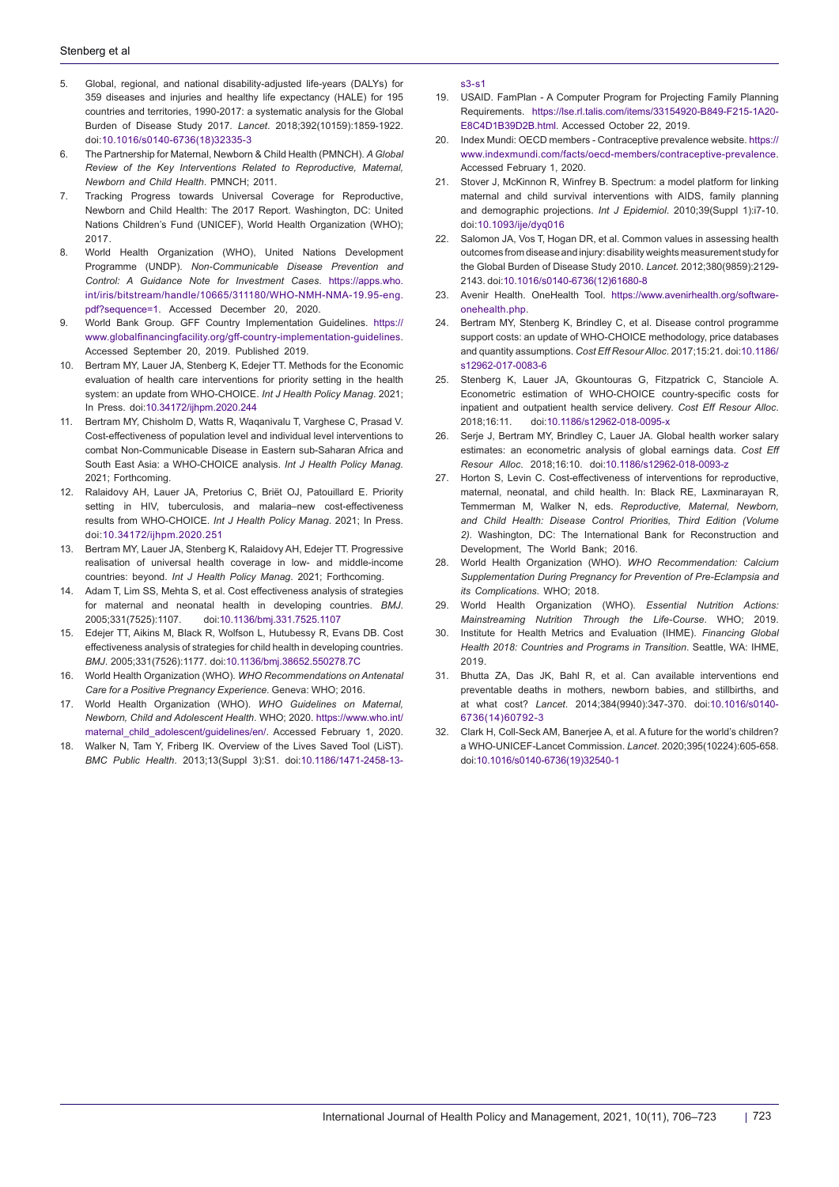5. Global, regional, and national disability-adjusted life-years (DALYs) for 359 diseases and injuries and healthy life expectancy (HALE) for 195 countries and territories, 1990-2017: a systematic analysis for the Global Burden of Disease Study 2017. *Lancet*. 2018;392(10159):1859-1922. doi:10.1016/s0140-6736(18)32335-3
6. The Partnership for Maternal, Newborn & Child Health (PMNCH). *A Global Review of the Key Interventions Related to Reproductive, Maternal, Newborn and Child Health*. PMNCH; 2011.
7. Tracking Progress towards Universal Coverage for Reproductive, Newborn and Child Health: The 2017 Report. Washington, DC: United Nations Children's Fund (UNICEF), World Health Organization (WHO); 2017.
8. World Health Organization (WHO), United Nations Development Programme (UNDP). *Non-Communicable Disease Prevention and Control: A Guidance Note for Investment Cases*. https://apps.who.int/iris/bitstream/handle/10665/311180/WHO-NMH-NMA-19.95-eng.pdf?sequence=1. Accessed December 20, 2020.
9. World Bank Group. GFF Country Implementation Guidelines. https://www.globalfinancingfacility.org/gff-country-implementation-guidelines. Accessed September 20, 2019. Published 2019.
10. Bertram MY, Lauer JA, Stenberg K, Edejer TT. Methods for the Economic evaluation of health care interventions for priority setting in the health system: an update from WHO-CHOICE. *Int J Health Policy Manag*. 2021; In Press. doi:10.34172/ijhpm.2020.244
11. Bertram MY, Chisholm D, Watts R, Waqanivalu T, Varghese C, Prasad V. Cost-effectiveness of population level and individual level interventions to combat Non-Communicable Disease in Eastern sub-Saharan Africa and South East Asia: a WHO-CHOICE analysis. *Int J Health Policy Manag*. 2021; Forthcoming.
12. Ralaidovy AH, Lauer JA, Pretorius C, Briët OJ, Patouillard E. Priority setting in HIV, tuberculosis, and malaria–new cost-effectiveness results from WHO-CHOICE. *Int J Health Policy Manag*. 2021; In Press. doi:10.34172/ijhpm.2020.251
13. Bertram MY, Lauer JA, Stenberg K, Ralaidovy AH, Edejer TT. Progressive realisation of universal health coverage in low- and middle-income countries: beyond. *Int J Health Policy Manag*. 2021; Forthcoming.
14. Adam T, Lim SS, Mehta S, et al. Cost effectiveness analysis of strategies for maternal and neonatal health in developing countries. *BMJ*. 2005;331(7525):1107. doi:10.1136/bmj.331.7525.1107
15. Edejer TT, Aikins M, Black R, Wolfson L, Hutubessy R, Evans DB. Cost effectiveness analysis of strategies for child health in developing countries. *BMJ*. 2005;331(7526):1177. doi:10.1136/bmj.38652.550278.7C
16. World Health Organization (WHO). *WHO Recommendations on Antenatal Care for a Positive Pregnancy Experience*. Geneva: WHO; 2016.
17. World Health Organization (WHO). *WHO Guidelines on Maternal, Newborn, Child and Adolescent Health*. WHO; 2020. https://www.who.int/maternal_child_adolescent/guidelines/en/. Accessed February 1, 2020.
18. Walker N, Tam Y, Friberg IK. Overview of the Lives Saved Tool (LiST). *BMC Public Health*. 2013;13(Suppl 3):S1. doi:10.1186/1471-2458-13-s3-s1
19. USAID. FamPlan - A Computer Program for Projecting Family Planning Requirements. https://lse.rl.talis.com/items/33154920-B849-F215-1A20-E8C4D1B39D2B.html. Accessed October 22, 2019.
20. Index Mundi: OECD members - Contraceptive prevalence website. https://www.indexmundi.com/facts/oecd-members/contraceptive-prevalence. Accessed February 1, 2020.
21. Stover J, McKinnon R, Winfrey B. Spectrum: a model platform for linking maternal and child survival interventions with AIDS, family planning and demographic projections. *Int J Epidemiol*. 2010;39(Suppl 1):i7-10. doi:10.1093/ije/dyq016
22. Salomon JA, Vos T, Hogan DR, et al. Common values in assessing health outcomes from disease and injury: disability weights measurement study for the Global Burden of Disease Study 2010. *Lancet*. 2012;380(9859):2129-2143. doi:10.1016/s0140-6736(12)61680-8
23. Avenir Health. OneHealth Tool. https://www.avenirhealth.org/software-onehealth.php.
24. Bertram MY, Stenberg K, Brindley C, et al. Disease control programme support costs: an update of WHO-CHOICE methodology, price databases and quantity assumptions. *Cost Eff Resour Alloc*. 2017;15:21. doi:10.1186/s12962-017-0083-6
25. Stenberg K, Lauer JA, Gkountouras G, Fitzpatrick C, Stanciole A. Econometric estimation of WHO-CHOICE country-specific costs for inpatient and outpatient health service delivery. *Cost Eff Resour Alloc*. 2018;16:11. doi:10.1186/s12962-018-0095-x
26. Serje J, Bertram MY, Brindley C, Lauer JA. Global health worker salary estimates: an econometric analysis of global earnings data. *Cost Eff Resour Alloc*. 2018;16:10. doi:10.1186/s12962-018-0093-z
27. Horton S, Levin C. Cost-effectiveness of interventions for reproductive, maternal, neonatal, and child health. In: Black RE, Laxminarayan R, Temmerman M, Walker N, eds. *Reproductive, Maternal, Newborn, and Child Health: Disease Control Priorities, Third Edition (Volume 2)*. Washington, DC: The International Bank for Reconstruction and Development, The World Bank; 2016.
28. World Health Organization (WHO). *WHO Recommendation: Calcium Supplementation During Pregnancy for Prevention of Pre-Eclampsia and its Complications*. WHO; 2018.
29. World Health Organization (WHO). *Essential Nutrition Actions: Mainstreaming Nutrition Through the Life-Course*. WHO; 2019.
30. Institute for Health Metrics and Evaluation (IHME). *Financing Global Health 2018: Countries and Programs in Transition*. Seattle, WA: IHME, 2019.
31. Bhutta ZA, Das JK, Bahl R, et al. Can available interventions end preventable deaths in mothers, newborn babies, and stillbirths, and at what cost? *Lancet*. 2014;384(9940):347-370. doi:10.1016/s0140-6736(14)60792-3
32. Clark H, Coll-Seck AM, Banerjee A, et al. A future for the world's children? a WHO-UNICEF-Lancet Commission. *Lancet*. 2020;395(10224):605-658. doi:10.1016/s0140-6736(19)32540-1